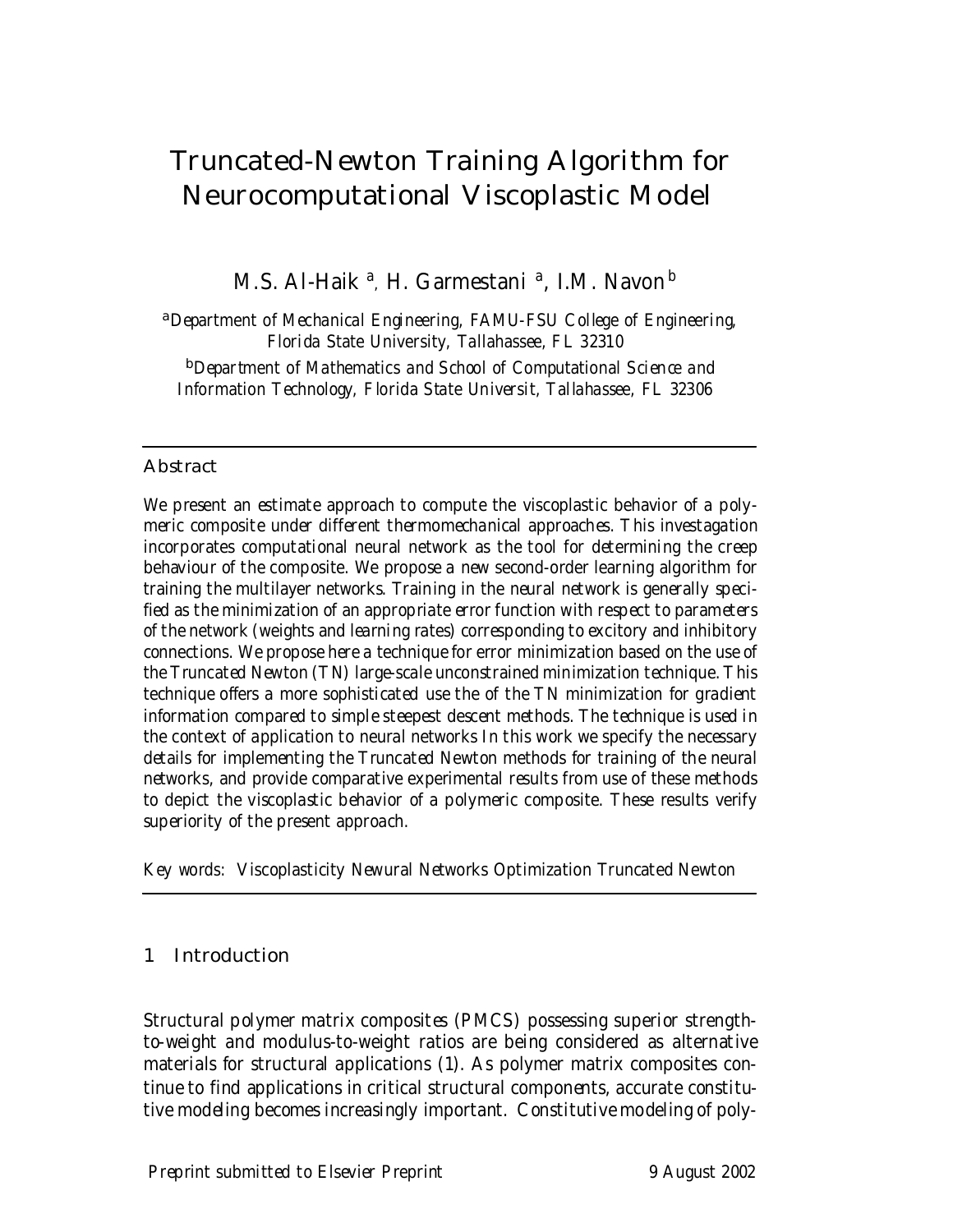# Truncated-Newton Training Algorithm for Neurocomputational Viscoplastic Model

M.S. Al-Haik [a], H. Garmestani [a], I.M. Navon [b]

[a] *Department of Mechanical Engineering, FAMU-FSU College of Engineering, Florida State University, Tallahassee, FL 32310*

[b] *Department of Mathematics and School of Computational Science and Information Technology, Florida State Universit, Tallahassee, FL 32306*

---

## Abstract

We present an estimate approach to compute the viscoplastic behavior of a polymeric composite under different thermomechanical approaches. This investagation incorporates computational neural network as the tool for determining the creep behaviour of the composite. We propose a new second-order learning algorithm for training the multilayer networks. Training in the neural network is generally specified as the minimization of an appropriate error function with respect to parameters of the network (weights and learning rates) corresponding to excitory and inhibitory connections. We propose here a technique for error minimization based on the use of the Truncated Newton (TN) large-scale unconstrained minimization technique. This technique offers a more sophisticated use the of the TN minimization for gradient information compared to simple steepest descent methods. The technique is used in the context of application to neural networks In this work we specify the necessary details for implementing the Truncated Newton methods for training of the neural networks, and provide comparative experimental results from use of these methods to depict the viscoplastic behavior of a polymeric composite. These results verify superiority of the present approach.

*Key words:* Viscoplasticity Newural Networks Optimization Truncated Newton

---

## 1 Introduction

Structural polymer matrix composites (PMCS) possessing superior strength-to-weight and modulus-to-weight ratios are being considered as alternative materials for structural applications (1). As polymer matrix composites continue to find applications in critical structural components, accurate constitutive modeling becomes increasingly important. Constitutive modeling of poly-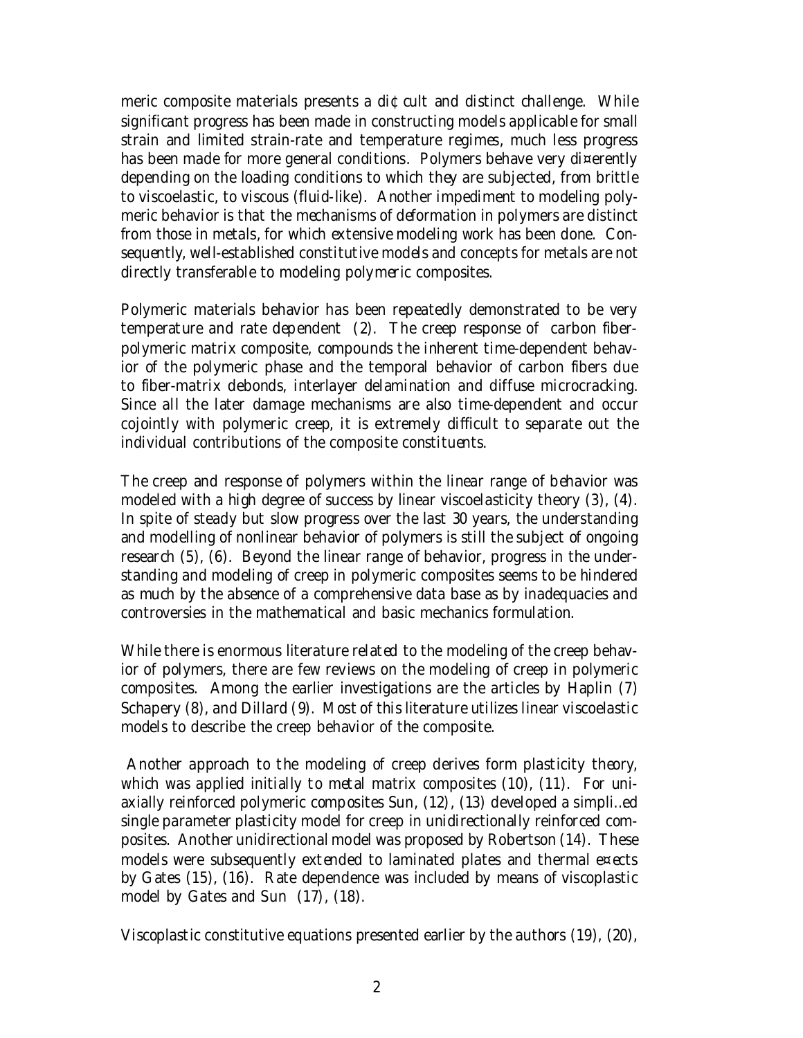meric composite materials presents a di¢ cult and distinct challenge. While significant progress has been made in constructing models applicable for small strain and limited strain-rate and temperature regimes, much less progress has been made for more general conditions. Polymers behave very di¤erently depending on the loading conditions to which they are subjected, from brittle to viscoelastic, to viscous (fluid-like). Another impediment to modeling polymeric behavior is that the mechanisms of deformation in polymers are distinct from those in metals, for which extensive modeling work has been done. Consequently, well-established constitutive models and concepts for metals are not directly transferable to modeling polymeric composites.

Polymeric materials behavior has been repeatedly demonstrated to be very temperature and rate dependent (2). The creep response of carbon fiber-polymeric matrix composite, compounds the inherent time-dependent behavior of the polymeric phase and the temporal behavior of carbon fibers due to fiber-matrix debonds, interlayer delamination and diffuse microcracking. Since all the later damage mechanisms are also time-dependent and occur cojointly with polymeric creep, it is extremely difficult to separate out the individual contributions of the composite constituents.

The creep and response of polymers within the linear range of behavior was modeled with a high degree of success by linear viscoelasticity theory (3), (4). In spite of steady but slow progress over the last 30 years, the understanding and modelling of nonlinear behavior of polymers is still the subject of ongoing research (5), (6). Beyond the linear range of behavior, progress in the understanding and modeling of creep in polymeric composites seems to be hindered as much by the absence of a comprehensive data base as by inadequacies and controversies in the mathematical and basic mechanics formulation.

While there is enormous literature related to the modeling of the creep behavior of polymers, there are few reviews on the modeling of creep in polymeric composites. Among the earlier investigations are the articles by Haplin (7) Schapery (8), and Dillard (9). Most of this literature utilizes linear viscoelastic models to describe the creep behavior of the composite.

Another approach to the modeling of creep derives form plasticity theory, which was applied initially to metal matrix composites (10), (11). For uniaxially reinforced polymeric composites Sun, (12), (13) developed a simpli..ed single parameter plasticity model for creep in unidirectionally reinforced composites. Another unidirectional model was proposed by Robertson (14). These models were subsequently extended to laminated plates and thermal e¤ects by Gates (15), (16). Rate dependence was included by means of viscoplastic model by Gates and Sun (17), (18).

Viscoplastic constitutive equations presented earlier by the authors (19), (20),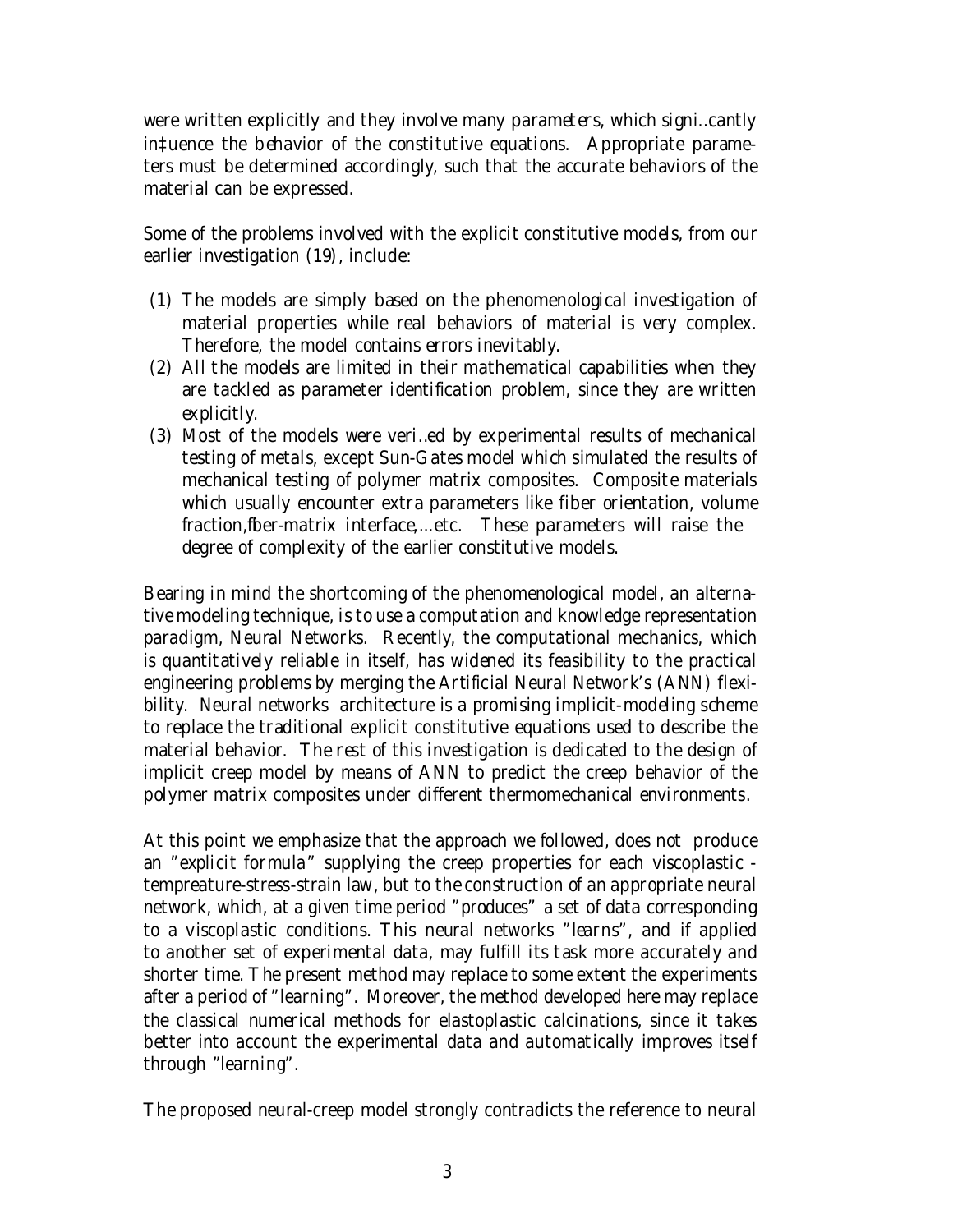were written explicitly and they involve many parameters, which signi..cantly in‡uence the behavior of the constitutive equations. Appropriate parameters must be determined accordingly, such that the accurate behaviors of the material can be expressed.

Some of the problems involved with the explicit constitutive models, from our earlier investigation (19), include:

(1) The models are simply based on the phenomenological investigation of material properties while real behaviors of material is very complex. Therefore, the model contains errors inevitably.
(2) All the models are limited in their mathematical capabilities when they are tackled as parameter identification problem, since they are written explicitly.
(3) Most of the models were veri..ed by experimental results of mechanical testing of metals, except Sun-Gates model which simulated the results of mechanical testing of polymer matrix composites. Composite materials which usually encounter extra parameters like fiber orientation, volume fraction,fiber-matrix interface,...etc. These parameters will raise the degree of complexity of the earlier constitutive models.

Bearing in mind the shortcoming of the phenomenological model, an alternative modeling technique, is to use a computation and knowledge representation paradigm, Neural Networks. Recently, the computational mechanics, which is quantitatively reliable in itself, has widened its feasibility to the practical engineering problems by merging the Artificial Neural Network's (ANN) flexibility. Neural networks architecture is a promising implicit-modeling scheme to replace the traditional explicit constitutive equations used to describe the material behavior. The rest of this investigation is dedicated to the design of implicit creep model by means of ANN to predict the creep behavior of the polymer matrix composites under different thermomechanical environments.

At this point we emphasize that the approach we followed, does not produce an "explicit formula" supplying the creep properties for each viscoplastic - tempreature-stress-strain law, but to the construction of an appropriate neural network, which, at a given time period "produces" a set of data corresponding to a viscoplastic conditions. This neural networks "learns", and if applied to another set of experimental data, may fulfill its task more accurately and shorter time. The present method may replace to some extent the experiments after a period of "learning". Moreover, the method developed here may replace the classical numerical methods for elastoplastic calcinations, since it takes better into account the experimental data and automatically improves itself through "learning".

The proposed neural-creep model strongly contradicts the reference to neural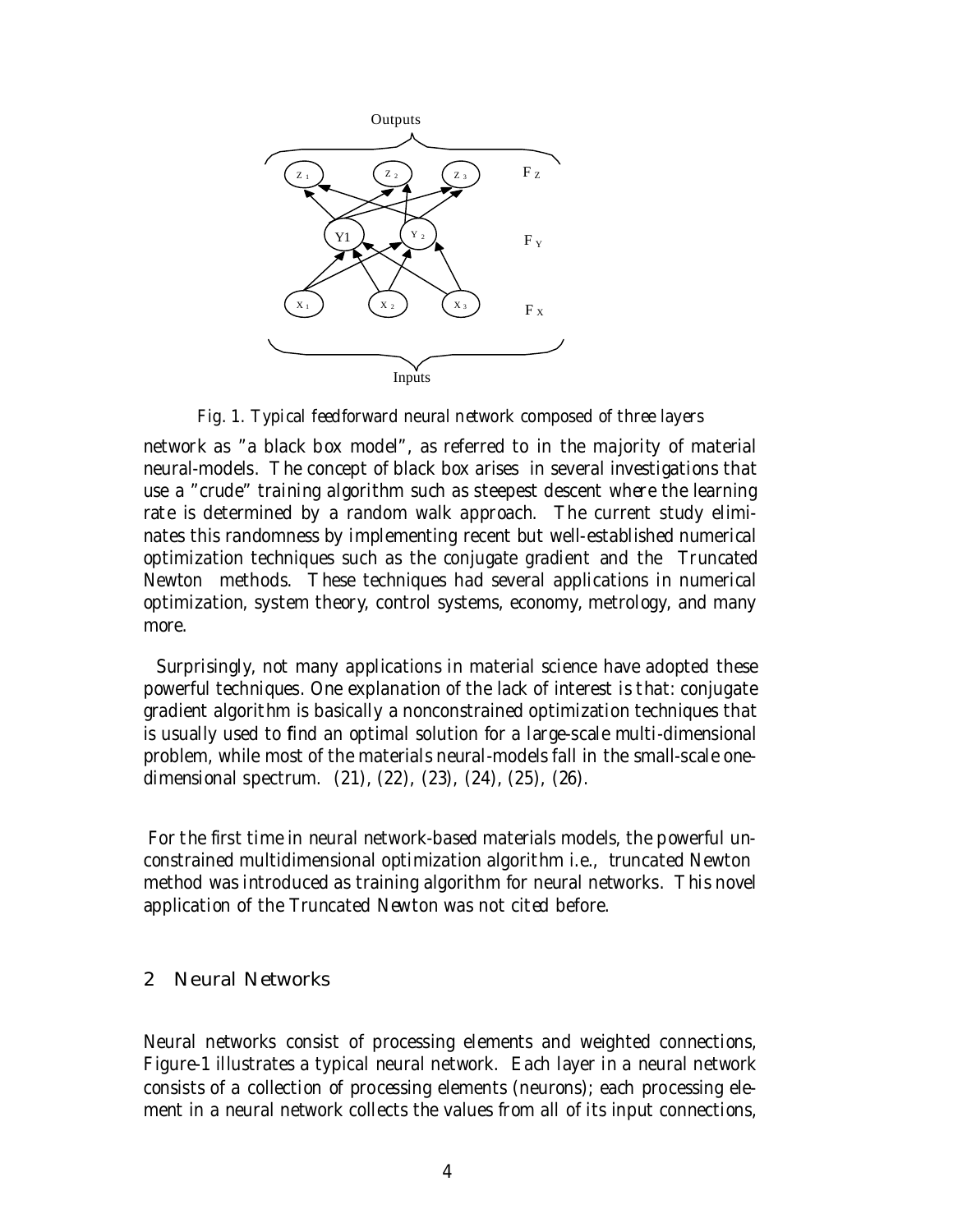Fig. 1. Typical feedforward neural network composed of three layers

network as "a black box model", as referred to in the majority of material neural-models. The concept of black box arises in several investigations that use a "crude" training algorithm such as steepest descent where the learning rate is determined by a random walk approach. The current study eliminates this randomness by implementing recent but well-established numerical optimization techniques such as the conjugate gradient and the Truncated Newton methods. These techniques had several applications in numerical optimization, system theory, control systems, economy, metrology, and many more.

Surprisingly, not many applications in material science have adopted these powerful techniques. One explanation of the lack of interest is that: conjugate gradient algorithm is basically a nonconstrained optimization techniques that is usually used to find an optimal solution for a large-scale multi-dimensional problem, while most of the materials neural-models fall in the small-scale one-dimensional spectrum. (21), (22), (23), (24), (25), (26).

For the first time in neural network-based materials models, the powerful unconstrained multidimensional optimization algorithm i.e., truncated Newton method was introduced as training algorithm for neural networks. This novel application of the Truncated Newton was not cited before.

## 2 Neural Networks

Neural networks consist of processing elements and weighted connections, Figure-1 illustrates a typical neural network. Each layer in a neural network consists of a collection of processing elements (neurons); each processing element in a neural network collects the values from all of its input connections,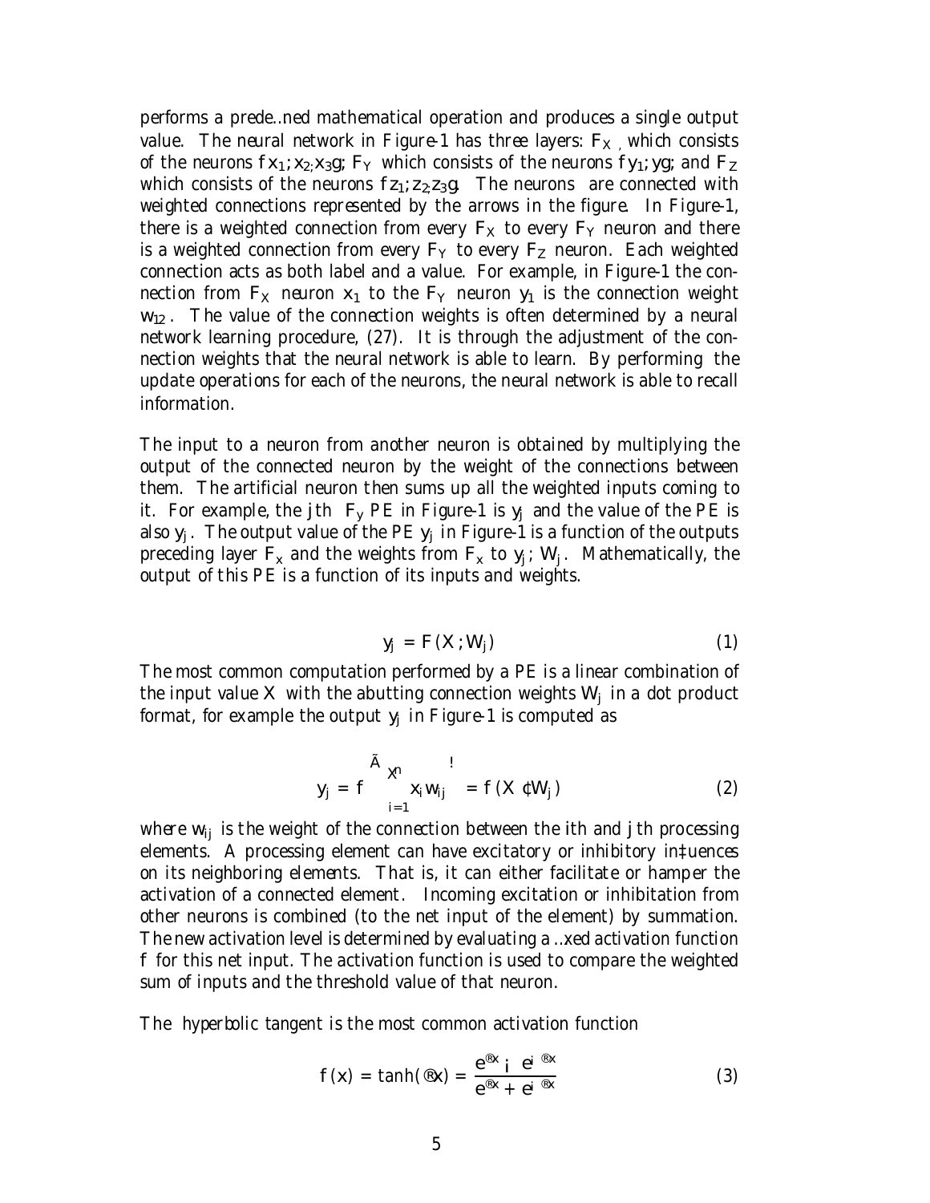performs a predefined mathematical operation and produces a single output value. The neural network in Figure-1 has three layers: $F_X$, which consists of the neurons $\{x_1, x_2, x_3\}$; $F_Y$ which consists of the neurons $\{y_1, y_2\}$; and $F_Z$ which consists of the neurons $\{z_1, z_2, z_3\}$. The neurons are connected with weighted connections represented by the arrows in the figure. In Figure-1, there is a weighted connection from every $F_X$ to every $F_Y$ neuron and there is a weighted connection from every $F_Y$ to every $F_Z$ neuron. Each weighted connection acts as both label and a value. For example, in Figure-1 the connection from $F_X$ neuron $x_1$ to the $F_Y$ neuron $y_1$ is the connection weight $w_{12}$. The value of the connection weights is often determined by a neural network learning procedure, (27). It is through the adjustment of the connection weights that the neural network is able to learn. By performing the update operations for each of the neurons, the neural network is able to recall information.

The input to a neuron from another neuron is obtained by multiplying the output of the connected neuron by the weight of the connections between them. The artificial neuron then sums up all the weighted inputs coming to it. For example, the $j$th $F_y$ PE in Figure-1 is $y_j$ and the value of the PE is also $y_j$. The output value of the PE $y_j$ in Figure-1 is a function of the outputs preceding layer $F_x$ and the weights from $F_x$ to $y_j$; $W_j$. Mathematically, the output of this PE is a function of its inputs and weights.

$$y_j = F(X; W_j) \tag{1}$$

The most common computation performed by a PE is a linear combination of the input value $X$ with the abutting connection weights $W_j$ in a dot product format, for example the output $y_j$ in Figure-1 is computed as

$$y_j = f\left(\sum_{i=1}^{n} x_i w_{ij}\right) = f(X \cdot W_j) \tag{2}$$

where $w_{ij}$ is the weight of the connection between the $i$th and $j$th processing elements. A processing element can have excitatory or inhibitory influences on its neighboring elements. That is, it can either facilitate or hamper the activation of a connected element. Incoming excitation or inhibitation from other neurons is combined (to the net input of the element) by summation. The new activation level is determined by evaluating a fixed activation function $f$ for this net input. The activation function is used to compare the weighted sum of inputs and the threshold value of that neuron.

The hyperbolic tangent is the most common activation function

$$f(x) = \tanh(\alpha x) = \frac{e^{\alpha x} - e^{-\alpha x}}{e^{\alpha x} + e^{-\alpha x}} \tag{3}$$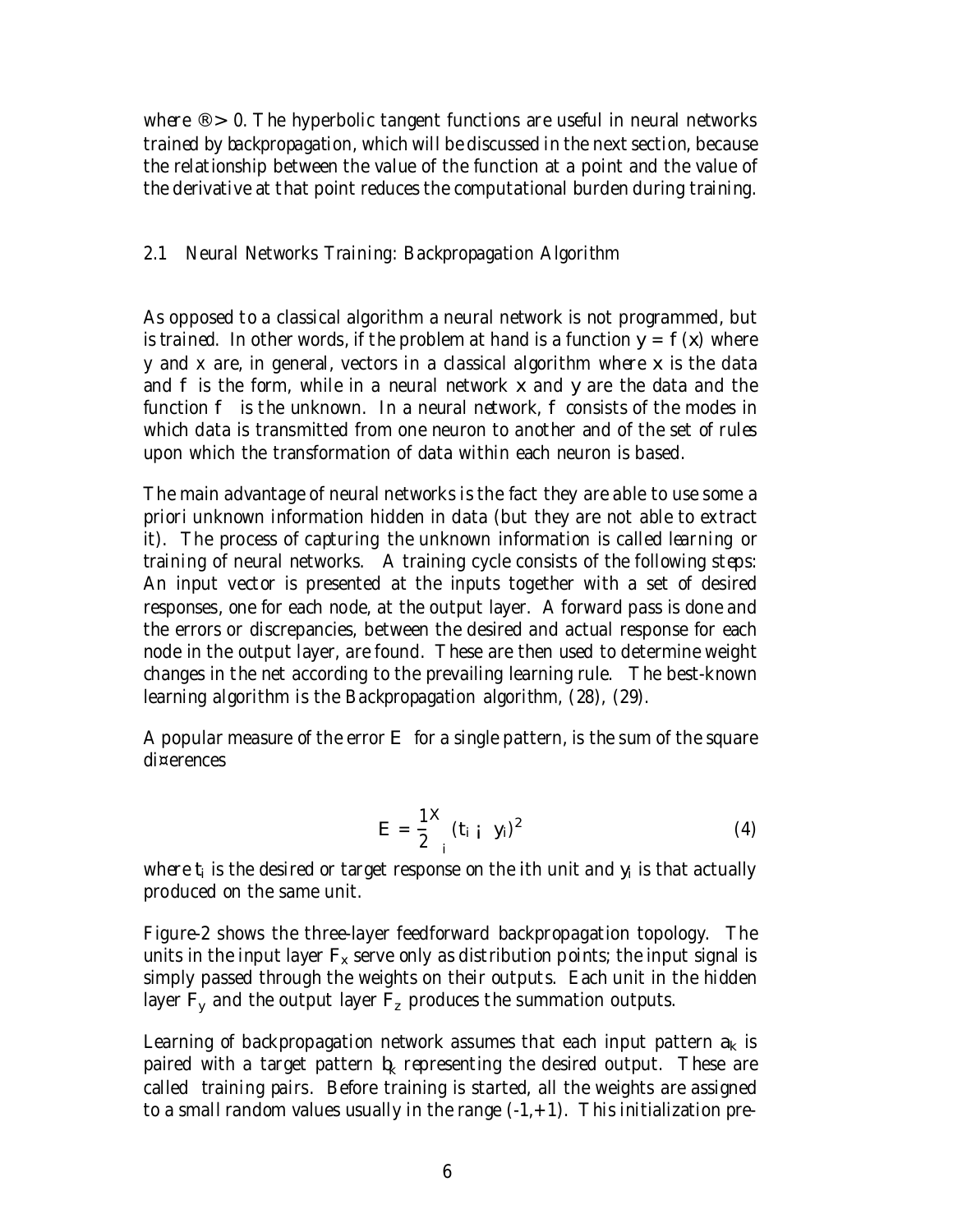where $\alpha > 0$. The hyperbolic tangent functions are useful in neural networks trained by backpropagation, which will be discussed in the next section, because the relationship between the value of the function at a point and the value of the derivative at that point reduces the computational burden during training.

### 2.1 Neural Networks Training: Backpropagation Algorithm

As opposed to a classical algorithm a neural network is not programmed, but is trained. In other words, if the problem at hand is a function $y = f(x)$ where $y$ and $x$ are, in general, vectors in a classical algorithm where $x$ is the data and $f$ is the form, while in a neural network $x$ and $y$ are the data and the function $f$ is the unknown. In a neural network, $f$ consists of the modes in which data is transmitted from one neuron to another and of the set of rules upon which the transformation of data within each neuron is based.

The main advantage of neural networks is the fact they are able to use some a priori unknown information hidden in data (but they are not able to extract it). The process of capturing the unknown information is called learning or training of neural networks. A training cycle consists of the following steps: An input vector is presented at the inputs together with a set of desired responses, one for each node, at the output layer. A forward pass is done and the errors or discrepancies, between the desired and actual response for each node in the output layer, are found. These are then used to determine weight changes in the net according to the prevailing learning rule. The best-known learning algorithm is the Backpropagation algorithm, (28), (29).

A popular measure of the error $E$ for a single pattern, is the sum of the square differences

$$E = \frac{1}{2}\sum_{i}(t_i - y_i)^2 \tag{4}$$

where $t_i$ is the desired or target response on the $i$th unit and $y_i$ is that actually produced on the same unit.

Figure-2 shows the three-layer feedforward backpropagation topology. The units in the input layer $F_x$ serve only as distribution points; the input signal is simply passed through the weights on their outputs. Each unit in the hidden layer $F_y$ and the output layer $F_z$ produces the summation outputs.

Learning of backpropagation network assumes that each input pattern $a_k$ is paired with a target pattern $b_k$ representing the desired output. These are called training pairs. Before training is started, all the weights are assigned to a small random values usually in the range (-1,+1). This initialization pre-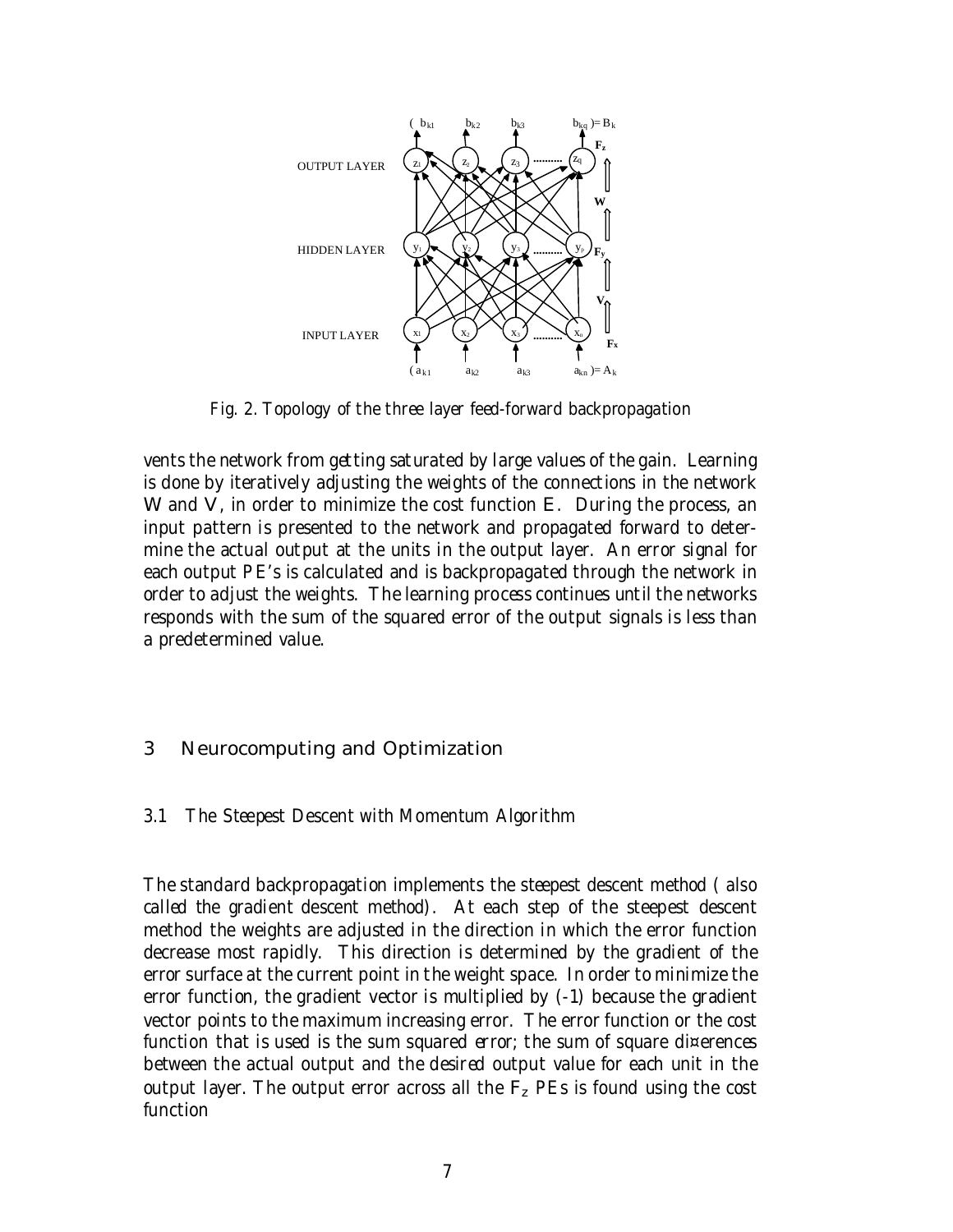Fig. 2. Topology of the three layer feed-forward backpropagation

vents the network from getting saturated by large values of the gain. Learning is done by iteratively adjusting the weights of the connections in the network W and V, in order to minimize the cost function E. During the process, an input pattern is presented to the network and propagated forward to determine the actual output at the units in the output layer. An error signal for each output PE's is calculated and is backpropagated through the network in order to adjust the weights. The learning process continues until the networks responds with the sum of the squared error of the output signals is less than a predetermined value.

## 3 Neurocomputing and Optimization

### 3.1 The Steepest Descent with Momentum Algorithm

The standard backpropagation implements the steepest descent method ( also called the gradient descent method). At each step of the steepest descent method the weights are adjusted in the direction in which the error function decrease most rapidly. This direction is determined by the gradient of the error surface at the current point in the weight space. In order to minimize the error function, the gradient vector is multiplied by (-1) because the gradient vector points to the maximum increasing error. The error function or the cost function that is used is the sum squared error; the sum of square di¤erences between the actual output and the desired output value for each unit in the output layer. The output error across all the $F_z$ PEs is found using the cost function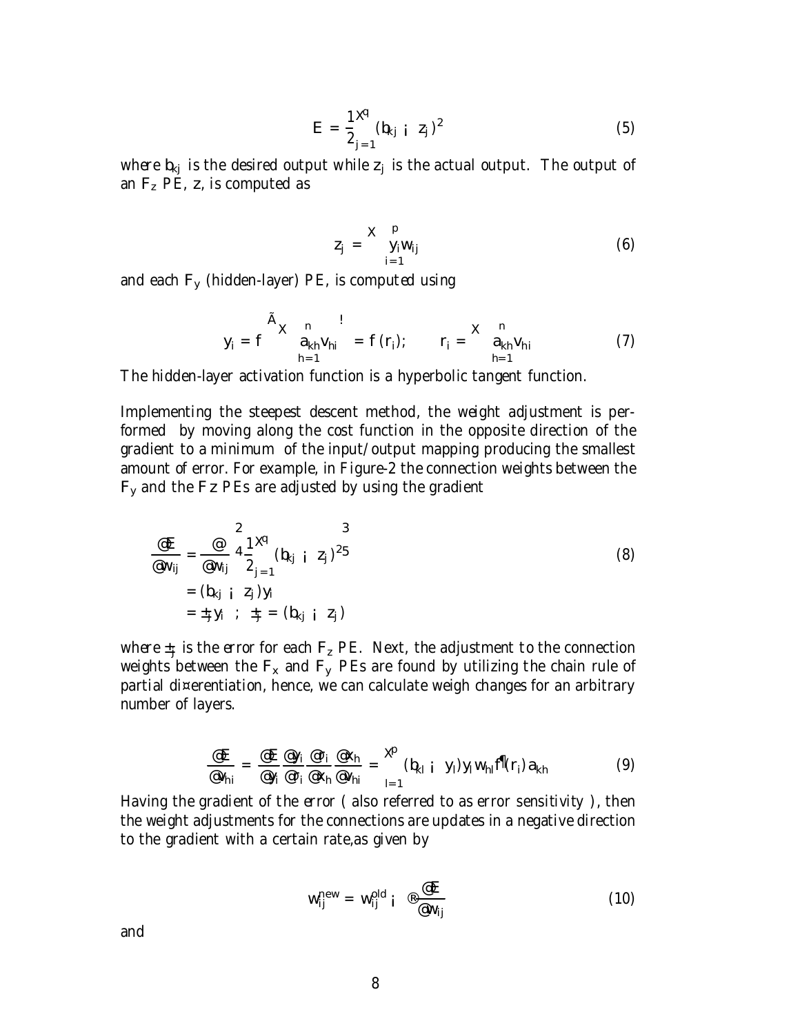$$E = \frac{1}{2}\sum_{j=1}^{q}(b_{kj} - z_j)^2 \tag{5}$$

where $b_{kj}$ is the desired output while $z_j$ is the actual output. The output of an $F_z$ PE, $z$, is computed as

$$z_j = \sum_{i=1}^{p} y_i w_{ij} \tag{6}$$

and each $F_y$ (hidden-layer) PE, is computed using

$$y_i = f\left(\sum_{h=1}^{n} a_{kh} v_{hi}\right) = f(r_i); \qquad r_i = \sum_{h=1}^{n} a_{kh} v_{hi} \tag{7}$$

The hidden-layer activation function is a hyperbolic tangent function.

Implementing the steepest descent method, the weight adjustment is performed by moving along the cost function in the opposite direction of the gradient to a minimum of the input/output mapping producing the smallest amount of error. For example, in Figure-2 the connection weights between the $F_y$ and the $Fz$ PEs are adjusted by using the gradient

$$\begin{aligned}
\frac{\partial E}{\partial w_{ij}} &= \frac{\partial}{\partial w_{ij}}\left[\frac{1}{2}\sum_{j=1}^{q}(b_{kj} - z_j)^2\right] \\
&= (b_{kj} - z_j) y_i \\
&= \delta_j y_i \quad ; \quad \delta_j = (b_{kj} - z_j)
\end{aligned} \tag{8}$$

where $\delta_j$ is the error for each $F_z$ PE. Next, the adjustment to the connection weights between the $F_x$ and $F_y$ PEs are found by utilizing the chain rule of partial differentiation, hence, we can calculate weigh changes for an arbitrary number of layers.

$$\frac{\partial E}{\partial v_{hi}} = \frac{\partial E}{\partial y_i}\frac{\partial y_i}{\partial r_i}\frac{\partial r_i}{\partial x_h}\frac{\partial x_h}{\partial v_{hi}} = \sum_{l=1}^{p}(b_{kl} - y_l) y_l w_{hl} f'(r_i) a_{kh} \tag{9}$$

Having the gradient of the error ( also referred to as error sensitivity ), then the weight adjustments for the connections are updates in a negative direction to the gradient with a certain rate,as given by

$$w_{ij}^{new} = w_{ij}^{old} - \alpha\frac{\partial E}{\partial w_{ij}} \tag{10}$$

and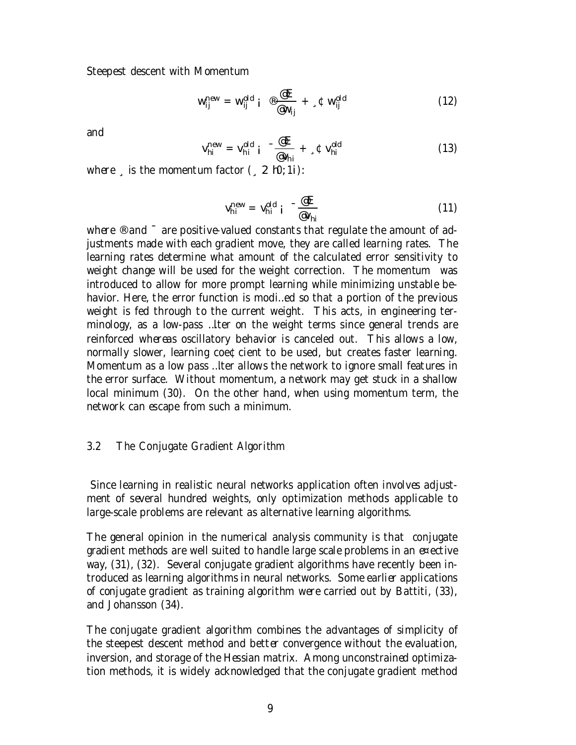Steepest descent with Momentum

$$w_{ij}^{new} = w_{ij}^{old} - \alpha \frac{\partial E}{\partial w_{ij}} + \mu \cdot w_{ij}^{old} \tag{12}$$

and

$$v_{hi}^{new} = v_{hi}^{old} - \beta \frac{\partial E}{\partial v_{hi}} + \mu \cdot v_{hi}^{old} \tag{13}$$

where $\mu$ is the momentum factor ($\mu \in \langle 0; 1 \rangle$):

$$v_{hi}^{new} = v_{hi}^{old} - \beta \frac{\partial E}{\partial v_{hi}} \tag{11}$$

where $\alpha$ and $\beta$ are positive-valued constants that regulate the amount of adjustments made with each gradient move, they are called learning rates. The learning rates determine what amount of the calculated error sensitivity to weight change will be used for the weight correction. The momentum was introduced to allow for more prompt learning while minimizing unstable behavior. Here, the error function is modified so that a portion of the previous weight is fed through to the current weight. This acts, in engineering terminology, as a low-pass filter on the weight terms since general trends are reinforced whereas oscillatory behavior is canceled out. This allows a low, normally slower, learning coefficient to be used, but creates faster learning. Momentum as a low pass filter allows the network to ignore small features in the error surface. Without momentum, a network may get stuck in a shallow local minimum (30). On the other hand, when using momentum term, the network can escape from such a minimum.

### 3.2 The Conjugate Gradient Algorithm

Since learning in realistic neural networks application often involves adjustment of several hundred weights, only optimization methods applicable to large-scale problems are relevant as alternative learning algorithms.

The general opinion in the numerical analysis community is that conjugate gradient methods are well suited to handle large scale problems in an effective way, (31), (32). Several conjugate gradient algorithms have recently been introduced as learning algorithms in neural networks. Some earlier applications of conjugate gradient as training algorithm were carried out by Battiti, (33), and Johansson (34).

The conjugate gradient algorithm combines the advantages of simplicity of the steepest descent method and better convergence without the evaluation, inversion, and storage of the Hessian matrix. Among unconstrained optimization methods, it is widely acknowledged that the conjugate gradient method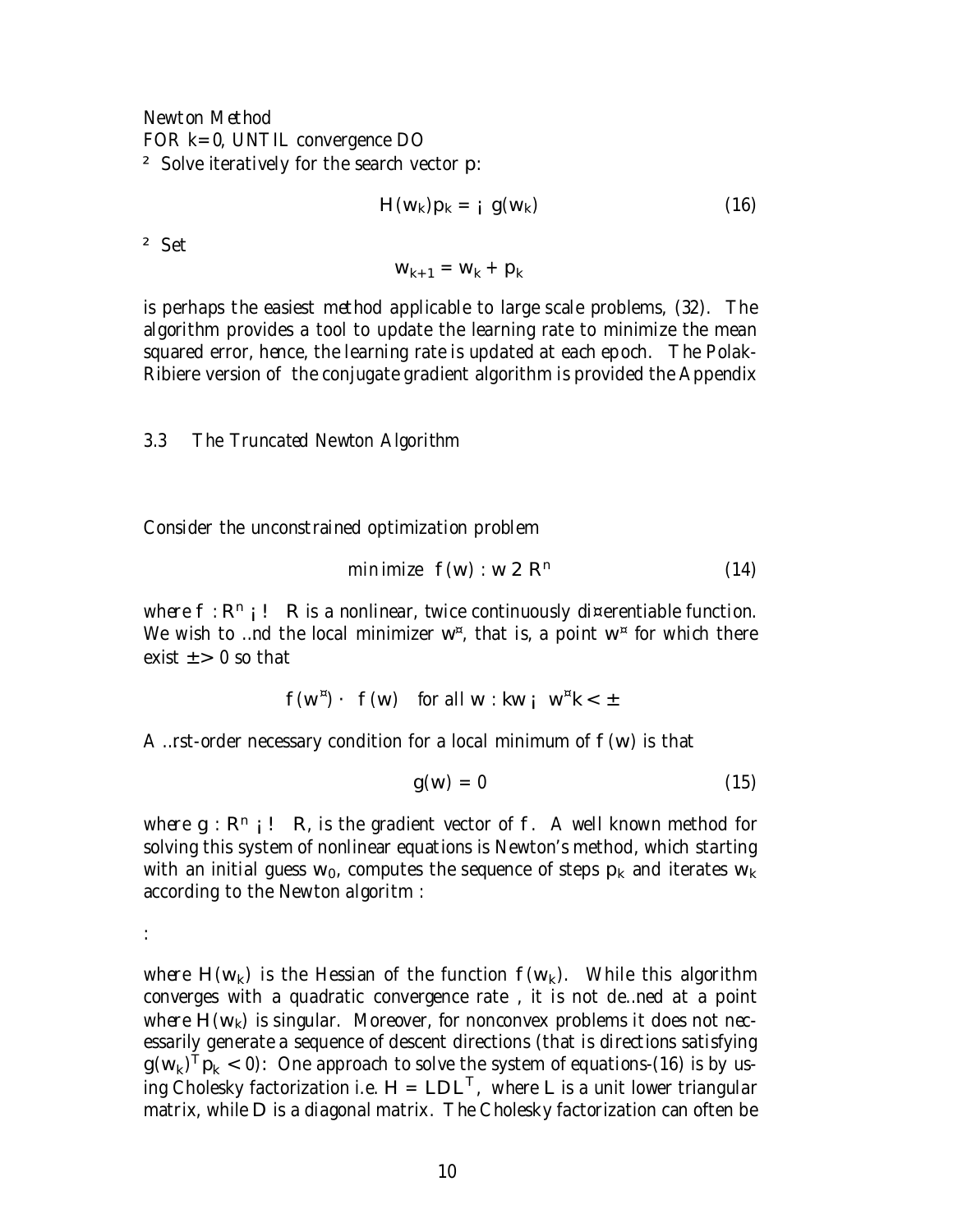Newton Method

FOR k=0, UNTIL convergence DO

- Solve iteratively for the search vector p:

$$H(w_k)p_k = -g(w_k) \tag{16}$$

- Set

$$w_{k+1} = w_k + p_k$$

is perhaps the easiest method applicable to large scale problems, (32). The algorithm provides a tool to update the learning rate to minimize the mean squared error, hence, the learning rate is updated at each epoch. The Polak-Ribiere version of the conjugate gradient algorithm is provided the Appendix

### 3.3 The Truncated Newton Algorithm

Consider the unconstrained optimization problem

$$\text{minimize } f(w) : w \in R^n \tag{14}$$

where $f : R^n \longrightarrow R$ is a nonlinear, twice continuously differentiable function. We wish to find the local minimizer $w^*$, that is, a point $w^*$ for which there exist $\delta > 0$ so that

$$f(w^*) \leq f(w) \quad \text{for all } w : \|w - w^*\| < \delta$$

A first-order necessary condition for a local minimum of $f(w)$ is that

$$g(w) = 0 \tag{15}$$

where $g : R^n \longrightarrow R$, is the gradient vector of $f$. A well known method for solving this system of nonlinear equations is Newton's method, which starting with an initial guess $w_0$, computes the sequence of steps $p_k$ and iterates $w_k$ according to the Newton algoritm :

:

where $H(w_k)$ is the Hessian of the function $f(w_k)$. While this algorithm converges with a quadratic convergence rate , it is not defined at a point where $H(w_k)$ is singular. Moreover, for nonconvex problems it does not necessarily generate a sequence of descent directions (that is directions satisfying $g(w_k)^T p_k < 0$): One approach to solve the system of equations-(16) is by using Cholesky factorization i.e. $H = LDL^T$, where $L$ is a unit lower triangular matrix, while $D$ is a diagonal matrix. The Cholesky factorization can often be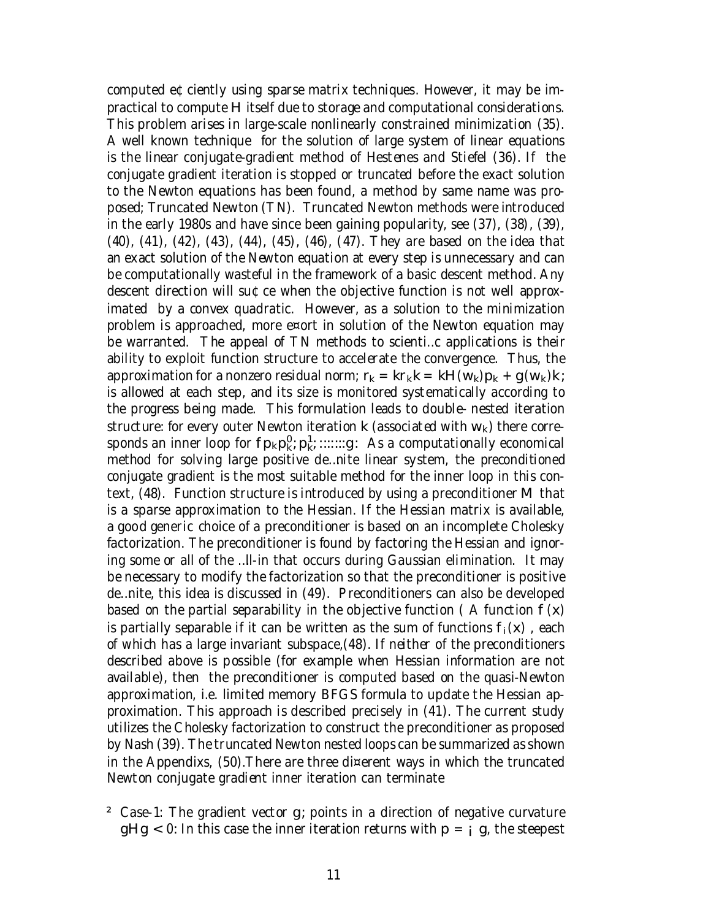computed efficiently using sparse matrix techniques. However, it may be impractical to compute H itself due to storage and computational considerations. This problem arises in large-scale nonlinearly constrained minimization (35). A well known technique for the solution of large system of linear equations is the linear conjugate-gradient method of Hestenes and Stiefel (36). If the conjugate gradient iteration is stopped or truncated before the exact solution to the Newton equations has been found, a method by same name was proposed; Truncated Newton (TN). Truncated Newton methods were introduced in the early 1980s and have since been gaining popularity, see (37), (38), (39), (40), (41), (42), (43), (44), (45), (46), (47). They are based on the idea that an exact solution of the Newton equation at every step is unnecessary and can be computationally wasteful in the framework of a basic descent method. Any descent direction will suffice when the objective function is not well approximated by a convex quadratic. However, as a solution to the minimization problem is approached, more effort in solution of the Newton equation may be warranted. The appeal of TN methods to scientific applications is their ability to exploit function structure to accelerate the convergence. Thus, the approximation for a nonzero residual norm; $r_k = \|r_k\| = \|H(w_k)p_k + g(w_k)\|$; is allowed at each step, and its size is monitored systematically according to the progress being made. This formulation leads to double- nested iteration structure: for every outer Newton iteration $k$ (associated with $w_k$) there corresponds an inner loop for $\{p_k p_k^0, p_k^1, ........\}$. As a computationally economical method for solving large positive definite linear system, the preconditioned conjugate gradient is the most suitable method for the inner loop in this context, (48). Function structure is introduced by using a preconditioner M that is a sparse approximation to the Hessian. If the Hessian matrix is available, a good generic choice of a preconditioner is based on an incomplete Cholesky factorization. The preconditioner is found by factoring the Hessian and ignoring some or all of the fill-in that occurs during Gaussian elimination. It may be necessary to modify the factorization so that the preconditioner is positive definite, this idea is discussed in (49). Preconditioners can also be developed based on the partial separability in the objective function ( A function $f(x)$ is partially separable if it can be written as the sum of functions $f_i(x)$ , each of which has a large invariant subspace,(48). If neither of the preconditioners described above is possible (for example when Hessian information are not available), then the preconditioner is computed based on the quasi-Newton approximation, i.e. limited memory BFGS formula to update the Hessian approximation. This approach is described precisely in (41). The current study utilizes the Cholesky factorization to construct the preconditioner as proposed by Nash (39). The truncated Newton nested loops can be summarized as shown in the Appendixs, (50).There are three different ways in which the truncated Newton conjugate gradient inner iteration can terminate

- Case-1: The gradient vector $g$, points in a direction of negative curvature $gHg < 0$. In this case the inner iteration returns with $p = -g$, the steepest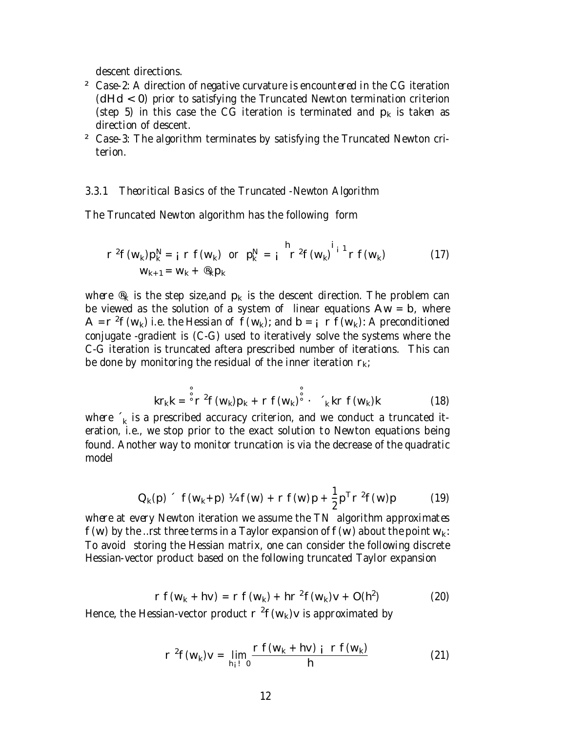descent directions.

- Case-2: A direction of negative curvature is encountered in the CG iteration ($dHd < 0$) prior to satisfying the Truncated Newton termination criterion (step 5) in this case the CG iteration is terminated and $p_k$ is taken as direction of descent.
- Case-3: The algorithm terminates by satisfying the Truncated Newton criterion.

### 3.3.1 Theoritical Basics of the Truncated -Newton Algorithm

The Truncated Newton algorithm has the following form

$$\nabla^2 f(w_k) p_k^N = -\nabla f(w_k) \text{ or } p_k^N = -\left[\nabla^2 f(w_k)\right]^{-1} \nabla f(w_k) \tag{17}$$
$$w_{k+1} = w_k + \alpha_k p_k$$

where $\alpha_k$ is the step size,and $p_k$ is the descent direction. The problem can be viewed as the solution of a system of linear equations $Aw = b$, where $A = \nabla^2 f(w_k)$ i.e. the Hessian of $f(w_k)$; and $b = -\nabla f(w_k)$. A preconditioned conjugate -gradient is (C-G) used to iteratively solve the systems where the C-G iteration is truncated aftera prescribed number of iterations. This can be done by monitoring the residual of the inner iteration $r_k$;

$$\|r_k\| = \left\|\nabla^2 f(w_k) p_k + \nabla f(w_k)\right\| \leq \eta_k \|\nabla f(w_k)\| \tag{18}$$

where $\eta_k$ is a prescribed accuracy criterion, and we conduct a truncated iteration, i.e., we stop prior to the exact solution to Newton equations being found. Another way to monitor truncation is via the decrease of the quadratic model

$$Q_k(p) \equiv f(w_k+p) \approx f(w) + \nabla f(w) p + \frac{1}{2} p^T \nabla^2 f(w) p \tag{19}$$

where at every Newton iteration we assume the TN algorithm approximates $f(w)$ by the first three terms in a Taylor expansion of $f(w)$ about the point $w_k$. To avoid storing the Hessian matrix, one can consider the following discrete Hessian-vector product based on the following truncated Taylor expansion

$$\nabla f(w_k + hv) = \nabla f(w_k) + h \nabla^2 f(w_k) v + O(h^2) \tag{20}$$

Hence, the Hessian-vector product $\nabla^2 f(w_k) v$ is approximated by

$$\nabla^2 f(w_k) v = \lim_{h \to 0} \frac{\nabla f(w_k + hv) - \nabla f(w_k)}{h} \tag{21}$$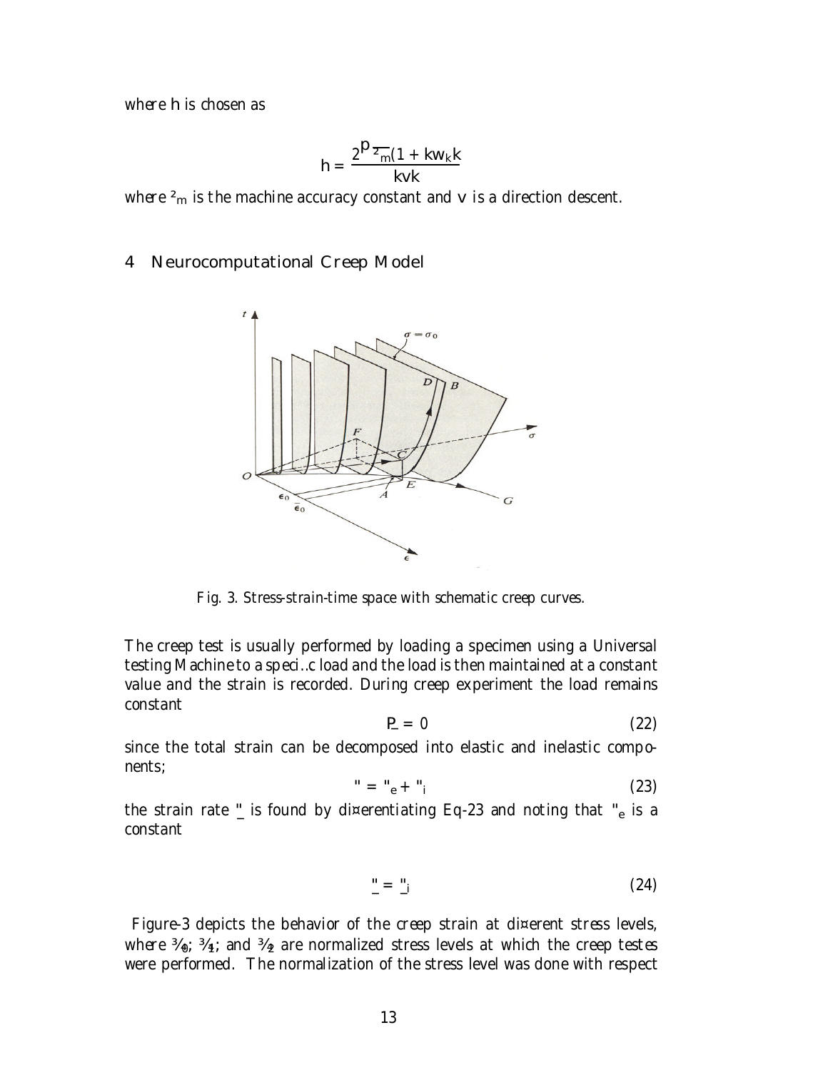where $h$ is chosen as

$$h = \frac{2\sqrt{\epsilon_m}(1 + \|w_k\|)}{\|v\|}$$

where $\epsilon_m$ is the machine accuracy constant and $v$ is a direction descent.

## 4 Neurocomputational Creep Model

Fig. 3. Stress-strain-time space with schematic creep curves.

The creep test is usually performed by loading a specimen using a Universal testing Machine to a specific load and the load is then maintained at a constant value and the strain is recorded. During creep experiment the load remains constant

$$\dot{P} = 0 \tag{22}$$

since the total strain can be decomposed into elastic and inelastic components;

$$\epsilon = \epsilon_e + \epsilon_i \tag{23}$$

the strain rate $\dot{\epsilon}$ is found by differentiating Eq-23 and noting that $\epsilon_e$ is a constant

$$\dot{\epsilon} = \dot{\epsilon}_i \tag{24}$$

Figure-3 depicts the behavior of the creep strain at different stress levels, where $\sigma_0$; $\sigma_1$; and $\sigma_2$ are normalized stress levels at which the creep testes were performed. The normalization of the stress level was done with respect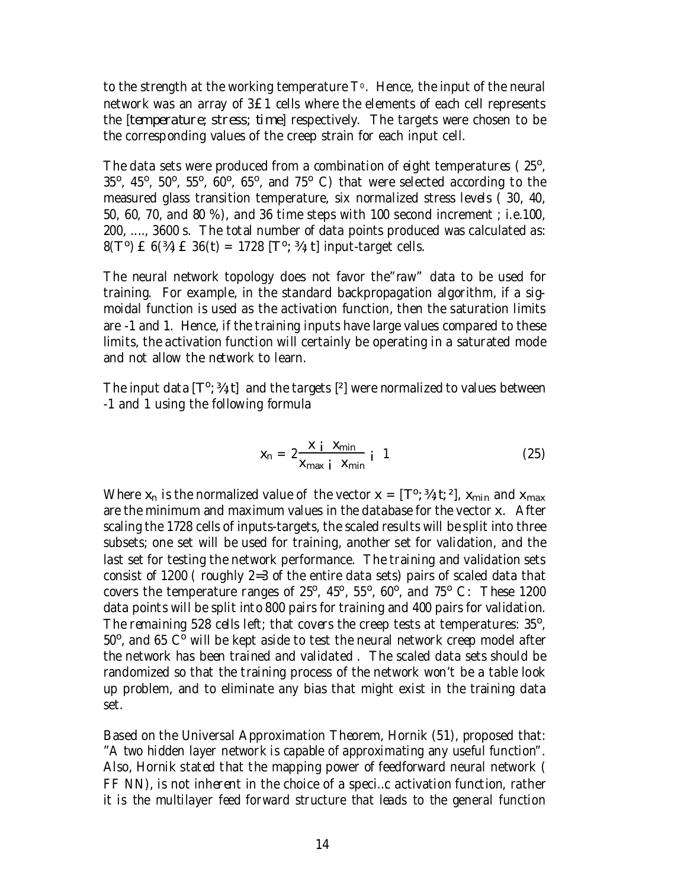to the strength at the working temperature $T^o$. Hence, the input of the neural network was an array of $3 \times 1$ cells where the elements of each cell represents the [*temperature; stress; time*] respectively. The targets were chosen to be the corresponding values of the creep strain for each input cell.

The data sets were produced from a combination of eight temperatures ( 25°, 35°, 45°, 50°, 55°, 60°, 65°, and 75° C) that were selected according to the measured glass transition temperature, six normalized stress levels ( 30, 40, 50, 60, 70, and 80 %), and 36 time steps with 100 second increment ; i.e.100, 200, ...., 3600 s. The total number of data points produced was calculated as: $8(T^o) \times 6(\sigma) \times 36(t) = 1728$ $[T^o; \sigma; t]$ input-target cells.

The neural network topology does not favor the"raw" data to be used for training. For example, in the standard backpropagation algorithm, if a sigmoidal function is used as the activation function, then the saturation limits are -1 and 1. Hence, if the training inputs have large values compared to these limits, the activation function will certainly be operating in a saturated mode and not allow the network to learn.

The input data $[T^o; \sigma; t]$ and the targets $[\varepsilon]$ were normalized to values between -1 and 1 using the following formula

$$x_n = 2\frac{x - x_{min}}{x_{max} - x_{min}} - 1 \tag{25}$$

Where $x_n$ is the normalized value of the vector $x = [T^o; \sigma; t; \varepsilon]$, $x_{min}$ and $x_{max}$ are the minimum and maximum values in the database for the vector $x$. After scaling the 1728 cells of inputs-targets, the scaled results will be split into three subsets; one set will be used for training, another set for validation, and the last set for testing the network performance. The training and validation sets consist of 1200 ( roughly $2/3$ of the entire data sets) pairs of scaled data that covers the temperature ranges of 25°, 45°, 55°, 60°, and 75° C: These 1200 data points will be split into 800 pairs for training and 400 pairs for validation. The remaining 528 cells left; that covers the creep tests at temperatures: 35°, 50°, and 65 C° will be kept aside to test the neural network creep model after the network has been trained and validated . The scaled data sets should be randomized so that the training process of the network won't be a table look up problem, and to eliminate any bias that might exist in the training data set.

Based on the Universal Approximation Theorem, Hornik (51), proposed that: "A two hidden layer network is capable of approximating any useful function". Also, Hornik stated that the mapping power of feedforward neural network ( FF NN), is not inherent in the choice of a specific activation function, rather it is the multilayer feed forward structure that leads to the general function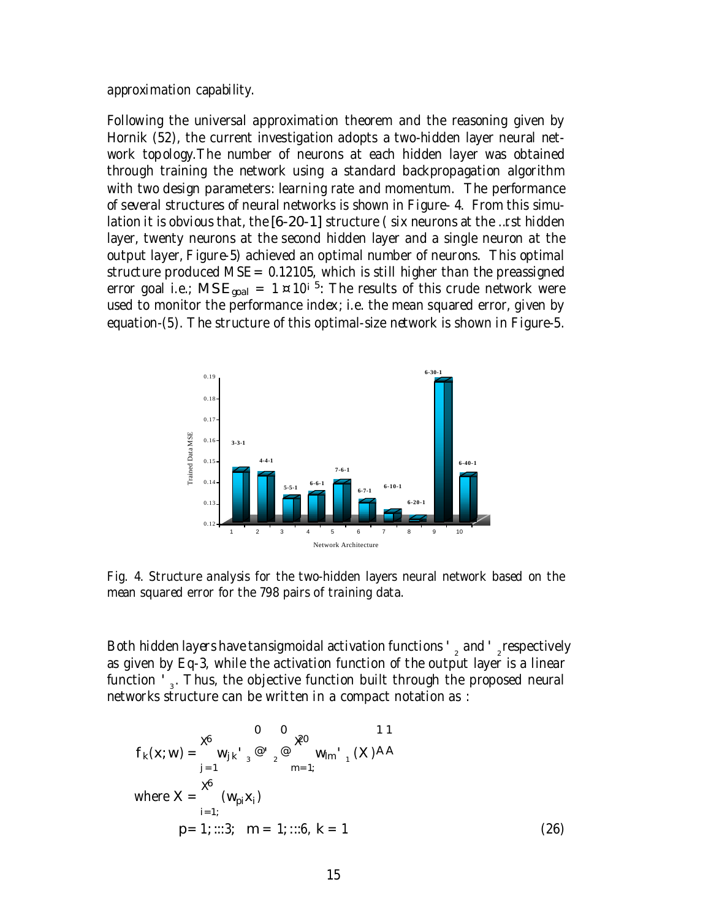approximation capability.

Following the universal approximation theorem and the reasoning given by Hornik (52), the current investigation adopts a two-hidden layer neural network topology.The number of neurons at each hidden layer was obtained through training the network using a standard backpropagation algorithm with two design parameters: learning rate and momentum. The performance of several structures of neural networks is shown in Figure- 4. From this simulation it is obvious that, the [6-20-1] structure ( six neurons at the first hidden layer, twenty neurons at the second hidden layer and a single neuron at the output layer, Figure-5) achieved an optimal number of neurons. This optimal structure produced $MSE = 0.12105$, which is still higher than the preassigned error goal i.e.; $MSE_{goal} = 1 \times 10^{-5}$: The results of this crude network were used to monitor the performance index; i.e. the mean squared error, given by equation-(5). The structure of this optimal-size network is shown in Figure-5.

Fig. 4. Structure analysis for the two-hidden layers neural network based on the mean squared error for the 798 pairs of training data.

Both hidden layers have tansigmoidal activation functions $\varphi_2$ and $\varphi_2$ respectively as given by Eq-3, while the activation function of the output layer is a linear function $\varphi_3$. Thus, the objective function built through the proposed neural networks structure can be written in a compact notation as :

$$
\begin{aligned}
f_k(x; w) &= \sum_{j=1}^{6} w_{jk}\, \varphi_3 \left( \varphi_2 \left( \sum_{m=1;}^{20} w_{lm}\, \varphi_1 (X) \right) \right) \\
\text{where } X &= \sum_{i=1;}^{6} (w_{pi} x_i) \\
& \quad p = 1; ...3; \quad m = 1; ...6, \; k = 1
\end{aligned}
\tag{26}
$$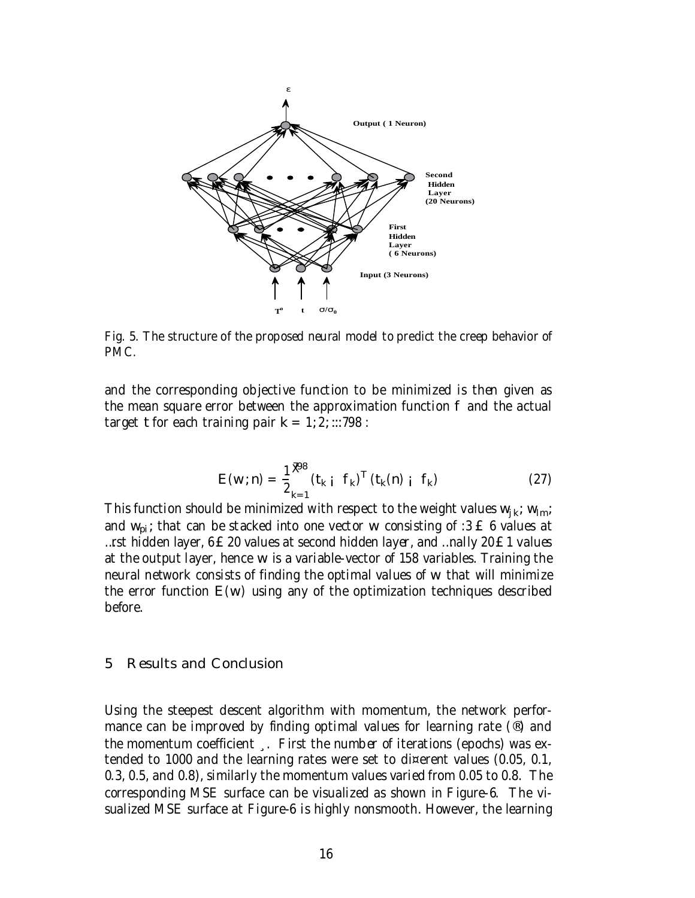Fig. 5. The structure of the proposed neural model to predict the creep behavior of PMC.

and the corresponding objective function to be minimized is then given as the mean square error between the approximation function $f$ and the actual target $t$ for each training pair $k = 1, 2, \ldots 798$ :

$$E(w, n) = \frac{1}{2} \sum_{k=1}^{798} (t_k - f_k)^T (t_k(n) - f_k) \tag{27}$$

This function should be minimized with respect to the weight values $w_{jk}$, $w_{lm}$, and $w_{pi}$, that can be stacked into one vector $w$ consisting of :$3 \times 6$ values at first hidden layer, $6 \times 20$ values at second hidden layer, and finally $20 \times 1$ values at the output layer, hence $w$ is a variable-vector of 158 variables. Training the neural network consists of finding the optimal values of $w$ that will minimize the error function $E(w)$ using any of the optimization techniques described before.

## 5 Results and Conclusion

Using the steepest descent algorithm with momentum, the network performance can be improved by finding optimal values for learning rate ($\alpha$) and the momentum coefficient $\mu$. First the number of iterations (epochs) was extended to 1000 and the learning rates were set to different values (0.05, 0.1, 0.3, 0.5, and 0.8), similarly the momentum values varied from 0.05 to 0.8. The corresponding MSE surface can be visualized as shown in Figure-6. The visualized MSE surface at Figure-6 is highly nonsmooth. However, the learning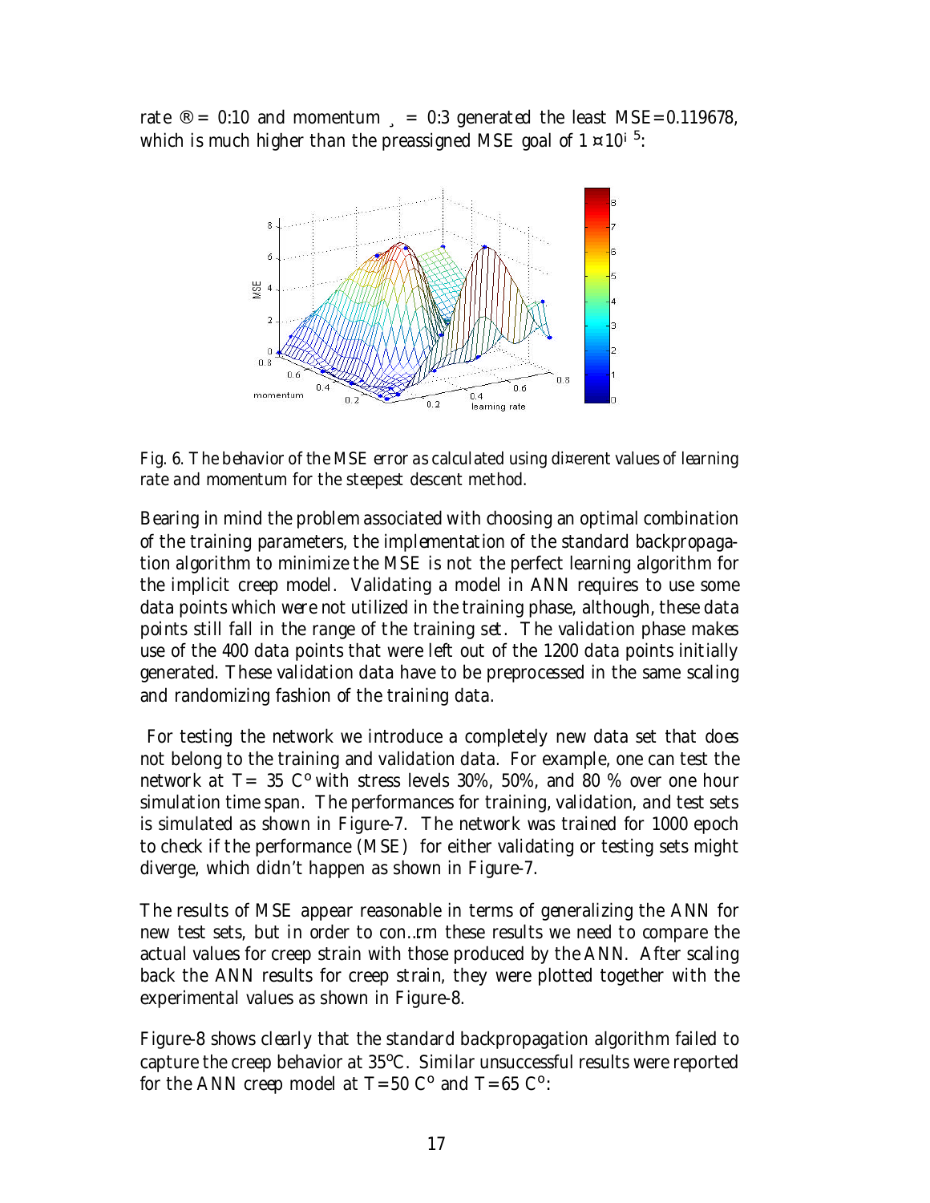rate $\alpha = 0.10$ and momentum $\gamma = 0.3$ generated the least MSE=0.119678, which is much higher than the preassigned MSE goal of $1 \times 10^{-5}$:

Fig. 6. The behavior of the MSE error as calculated using different values of learning rate and momentum for the steepest descent method.

Bearing in mind the problem associated with choosing an optimal combination of the training parameters, the implementation of the standard backpropagation algorithm to minimize the MSE is not the perfect learning algorithm for the implicit creep model. Validating a model in ANN requires to use some data points which were not utilized in the training phase, although, these data points still fall in the range of the training set. The validation phase makes use of the 400 data points that were left out of the 1200 data points initially generated. These validation data have to be preprocessed in the same scaling and randomizing fashion of the training data.

For testing the network we introduce a completely new data set that does not belong to the training and validation data. For example, one can test the network at T= 35 C° with stress levels 30%, 50%, and 80 % over one hour simulation time span. The performances for training, validation, and test sets is simulated as shown in Figure-7. The network was trained for 1000 epoch to check if the performance (MSE) for either validating or testing sets might diverge, which didn't happen as shown in Figure-7.

The results of MSE appear reasonable in terms of generalizing the ANN for new test sets, but in order to confirm these results we need to compare the actual values for creep strain with those produced by the ANN. After scaling back the ANN results for creep strain, they were plotted together with the experimental values as shown in Figure-8.

Figure-8 shows clearly that the standard backpropagation algorithm failed to capture the creep behavior at 35°C. Similar unsuccessful results were reported for the ANN creep model at T=50 C° and T=65 C°: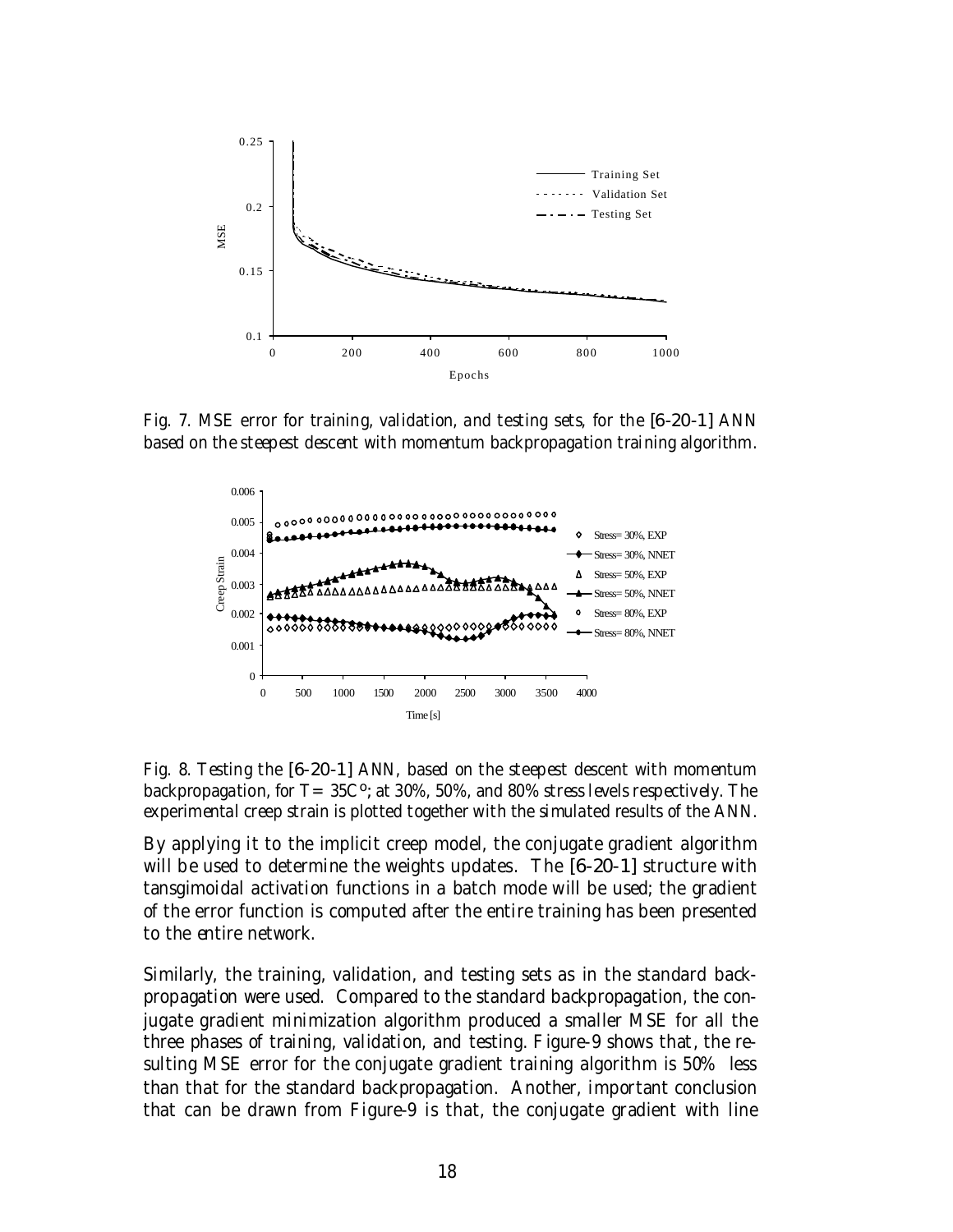Fig. 7. MSE error for training, validation, and testing sets, for the [6-20-1] ANN based on the steepest descent with momentum backpropagation training algorithm.

Fig. 8. Testing the [6-20-1] ANN, based on the steepest descent with momentum backpropagation, for T= 35Cº; at 30%, 50%, and 80% stress levels respectively. The experimental creep strain is plotted together with the simulated results of the ANN.

By applying it to the implicit creep model, the conjugate gradient algorithm will be used to determine the weights updates. The [6-20-1] structure with tansgimoidal activation functions in a batch mode will be used; the gradient of the error function is computed after the entire training has been presented to the entire network.

Similarly, the training, validation, and testing sets as in the standard backpropagation were used. Compared to the standard backpropagation, the conjugate gradient minimization algorithm produced a smaller MSE for all the three phases of training, validation, and testing. Figure-9 shows that, the resulting MSE error for the conjugate gradient training algorithm is 50% less than that for the standard backpropagation. Another, important conclusion that can be drawn from Figure-9 is that, the conjugate gradient with line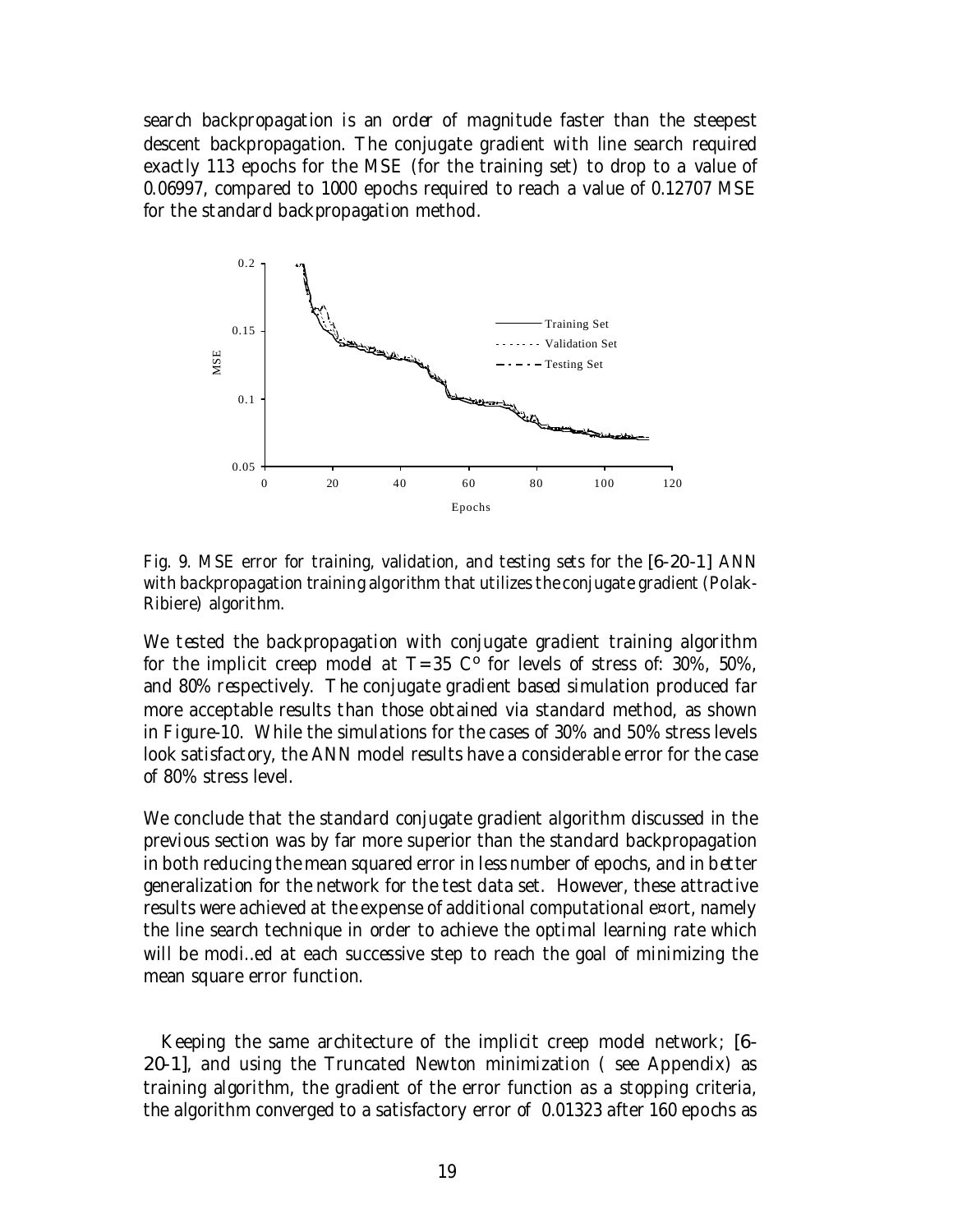search backpropagation is an order of magnitude faster than the steepest descent backpropagation. The conjugate gradient with line search required exactly 113 epochs for the MSE (for the training set) to drop to a value of 0.06997, compared to 1000 epochs required to reach a value of 0.12707 MSE for the standard backpropagation method.

Fig. 9. MSE error for training, validation, and testing sets for the [6-20-1] ANN with backpropagation training algorithm that utilizes the conjugate gradient (Polak-Ribiere) algorithm.

We tested the backpropagation with conjugate gradient training algorithm for the implicit creep model at T=35 C° for levels of stress of: 30%, 50%, and 80% respectively. The conjugate gradient based simulation produced far more acceptable results than those obtained via standard method, as shown in Figure-10. While the simulations for the cases of 30% and 50% stress levels look satisfactory, the ANN model results have a considerable error for the case of 80% stress level.

We conclude that the standard conjugate gradient algorithm discussed in the previous section was by far more superior than the standard backpropagation in both reducing the mean squared error in less number of epochs, and in better generalization for the network for the test data set. However, these attractive results were achieved at the expense of additional computational effort, namely the line search technique in order to achieve the optimal learning rate which will be modified at each successive step to reach the goal of minimizing the mean square error function.

Keeping the same architecture of the implicit creep model network; [6-20-1], and using the Truncated Newton minimization ( see Appendix) as training algorithm, the gradient of the error function as a stopping criteria, the algorithm converged to a satisfactory error of 0.01323 after 160 epochs as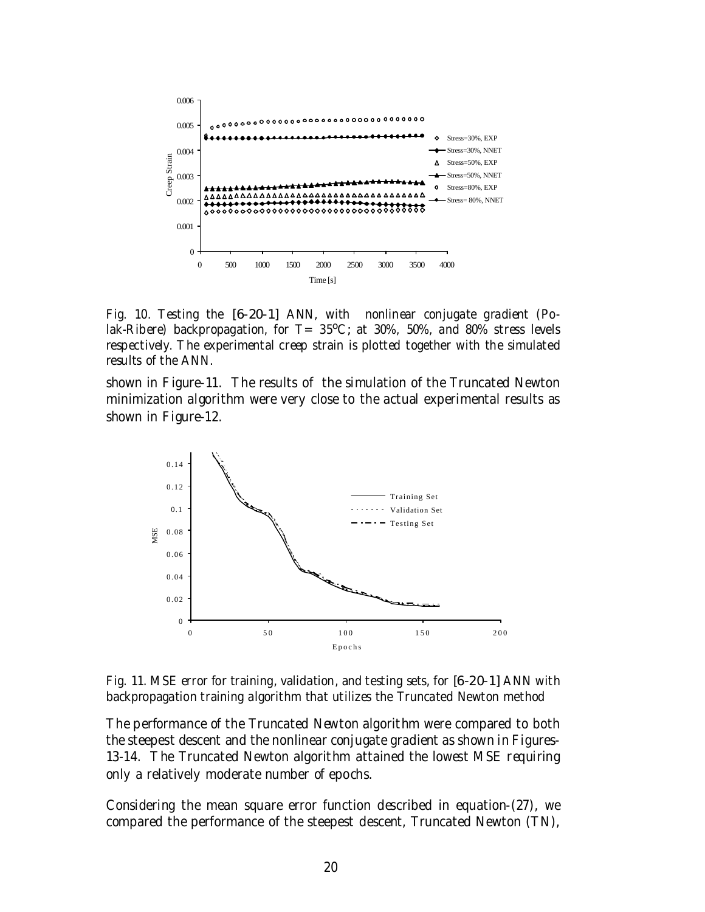Fig. 10. Testing the [6-20-1] ANN, with nonlinear conjugate gradient (Polak-Ribere) backpropagation, for T= 35ºC; at 30%, 50%, and 80% stress levels respectively. The experimental creep strain is plotted together with the simulated results of the ANN.

shown in Figure-11. The results of the simulation of the Truncated Newton minimization algorithm were very close to the actual experimental results as shown in Figure-12.

Fig. 11. MSE error for training, validation, and testing sets, for [6-20-1] ANN with backpropagation training algorithm that utilizes the Truncated Newton method

The performance of the Truncated Newton algorithm were compared to both the steepest descent and the nonlinear conjugate gradient as shown in Figures-13-14. The Truncated Newton algorithm attained the lowest MSE requiring only a relatively moderate number of epochs.

Considering the mean square error function described in equation-(27), we compared the performance of the steepest descent, Truncated Newton (TN),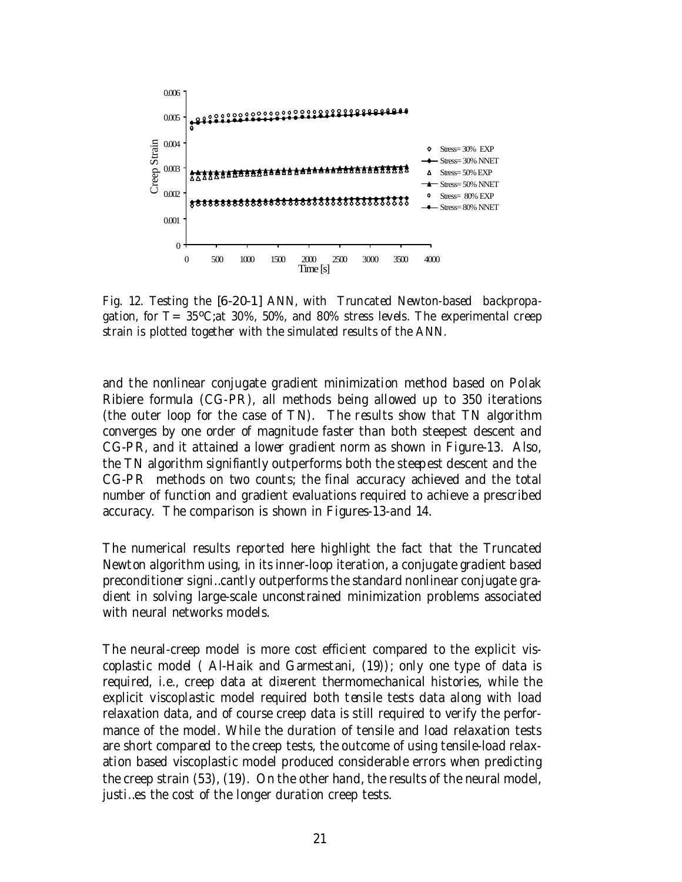Fig. 12. Testing the [6-20-1] ANN, with Truncated Newton-based backpropagation, for T= 35ºC;at 30%, 50%, and 80% stress levels. The experimental creep strain is plotted together with the simulated results of the ANN.

and the nonlinear conjugate gradient minimization method based on Polak Ribiere formula (CG-PR), all methods being allowed up to 350 iterations (the outer loop for the case of TN). The results show that TN algorithm converges by one order of magnitude faster than both steepest descent and CG-PR, and it attained a lower gradient norm as shown in Figure-13. Also, the TN algorithm signifiantly outperforms both the steepest descent and the CG-PR methods on two counts; the final accuracy achieved and the total number of function and gradient evaluations required to achieve a prescribed accuracy. The comparison is shown in Figures-13-and 14.

The numerical results reported here highlight the fact that the Truncated Newton algorithm using, in its inner-loop iteration, a conjugate gradient based preconditioner signi..cantly outperforms the standard nonlinear conjugate gradient in solving large-scale unconstrained minimization problems associated with neural networks models.

The neural-creep model is more cost efficient compared to the explicit viscoplastic model ( Al-Haik and Garmestani, (19)); only one type of data is required, i.e., creep data at di¤erent thermomechanical histories, while the explicit viscoplastic model required both tensile tests data along with load relaxation data, and of course creep data is still required to verify the performance of the model. While the duration of tensile and load relaxation tests are short compared to the creep tests, the outcome of using tensile-load relaxation based viscoplastic model produced considerable errors when predicting the creep strain (53), (19). On the other hand, the results of the neural model, justi..es the cost of the longer duration creep tests.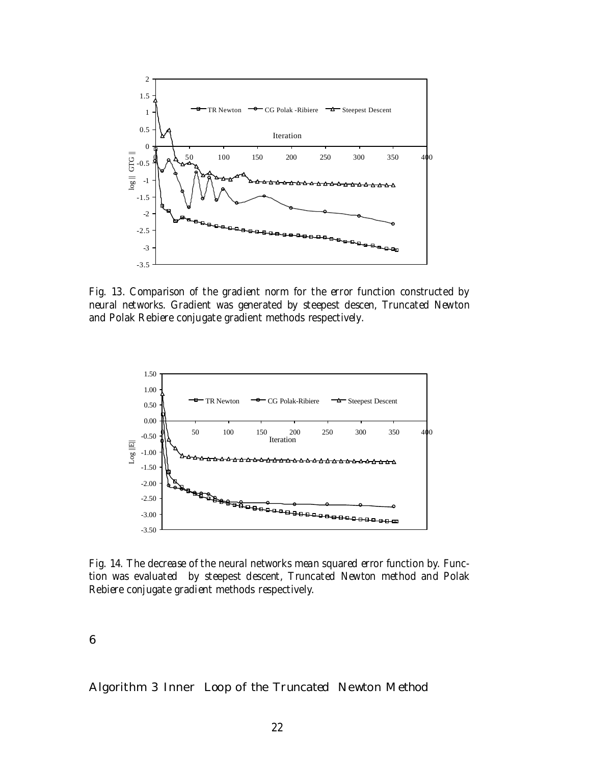Fig. 13. Comparison of the gradient norm for the error function constructed by neural networks. Gradient was generated by steepest descen, Truncated Newton and Polak Rebiere conjugate gradient methods respectively.

Fig. 14. The decrease of the neural networks mean squared error function by. Function was evaluated by steepest descent, Truncated Newton method and Polak Rebiere conjugate gradient methods respectively.

## 6

## Algorithm 3 Inner Loop of the Truncated Newton Method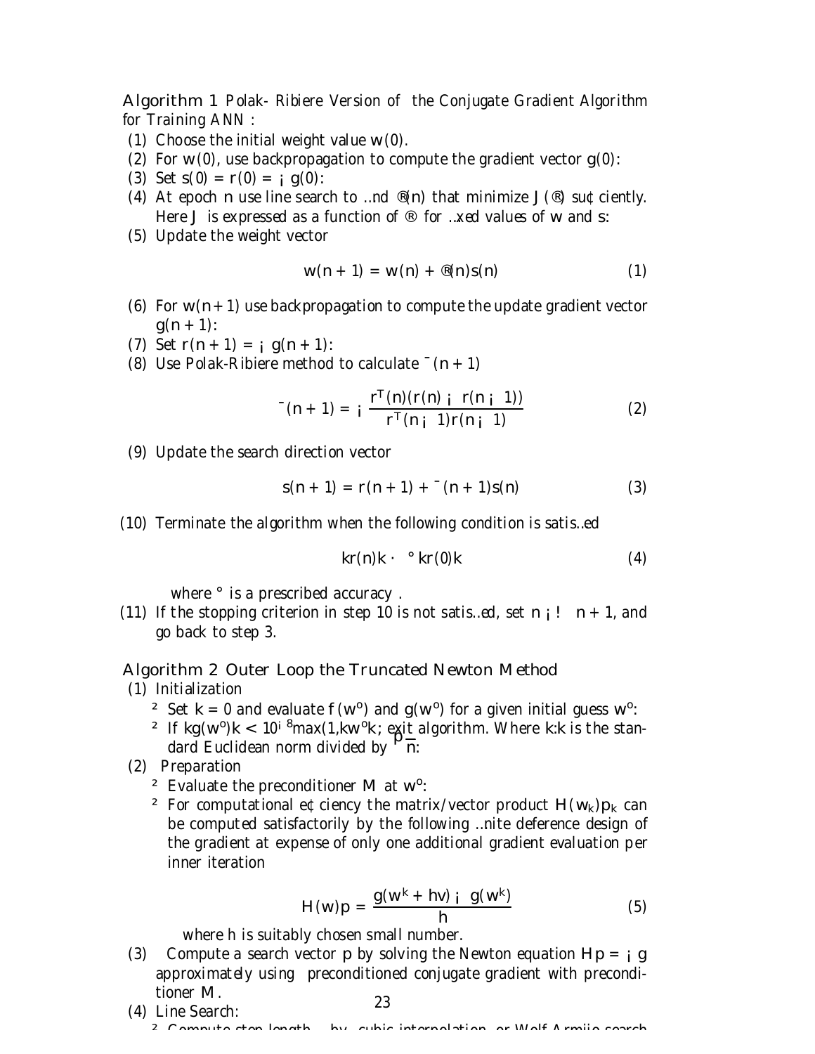**Algorithm 1** *Polak- Ribiere Version of the Conjugate Gradient Algorithm for Training ANN :*

(1) Choose the initial weight value $w(0)$.

(2) For $w(0)$, use backpropagation to compute the gradient vector $g(0)$:

(3) Set $s(0) = r(0) = -g(0)$:

(4) At epoch $n$ use line search to find $\alpha(n)$ that minimize $J(\alpha)$ sufficiently. Here $J$ is expressed as a function of $\alpha$ for fixed values of $w$ and $s$:

(5) Update the weight vector

$$w(n+1) = w(n) + \alpha(n)s(n) \tag{1}$$

(6) For $w(n+1)$ use backpropagation to compute the update gradient vector $g(n+1)$:

(7) Set $r(n+1) = -g(n+1)$:

(8) Use Polak-Ribiere method to calculate $\beta(n+1)$

$$\beta(n+1) = -\frac{r^T(n)(r(n) - r(n-1))}{r^T(n-1)r(n-1)} \tag{2}$$

(9) Update the search direction vector

$$s(n+1) = r(n+1) + \beta(n+1)s(n) \tag{3}$$

(10) Terminate the algorithm when the following condition is satisfied

$$\|r(n)\| \leq \varepsilon \|r(0)\| \tag{4}$$

where $\varepsilon$ is a prescribed accuracy .

(11) If the stopping criterion in step 10 is not satisfied, set $n \longrightarrow n+1$, and go back to step 3.

**Algorithm 2** Outer Loop the Truncated Newton Method

(1) Initialization

- Set $k = 0$ and evaluate $f(w^o)$ and $g(w^o)$ for a given initial guess $w^o$:
- If $\|g(w^o)\| < 10^{-8}\max(1, \|w^o\|$; exit algorithm. Where $\|.\|$ is the standard Euclidean norm divided by $\sqrt{n}$:

(2) Preparation

- Evaluate the preconditioner $M$ at $w^o$:
- For computational efficiency the matrix/vector product $H(w_k)p_k$ can be computed satisfactorily by the following finite deference design of the gradient at expense of only one additional gradient evaluation per inner iteration

$$H(w)p = \frac{g(w^k + hv) - g(w^k)}{h} \tag{5}$$

where h is suitably chosen small number.

(3) Compute a search vector $p$ by solving the Newton equation $Hp = -g$ approximately using preconditioned conjugate gradient with preconditioner $M$.

(4) Line Search: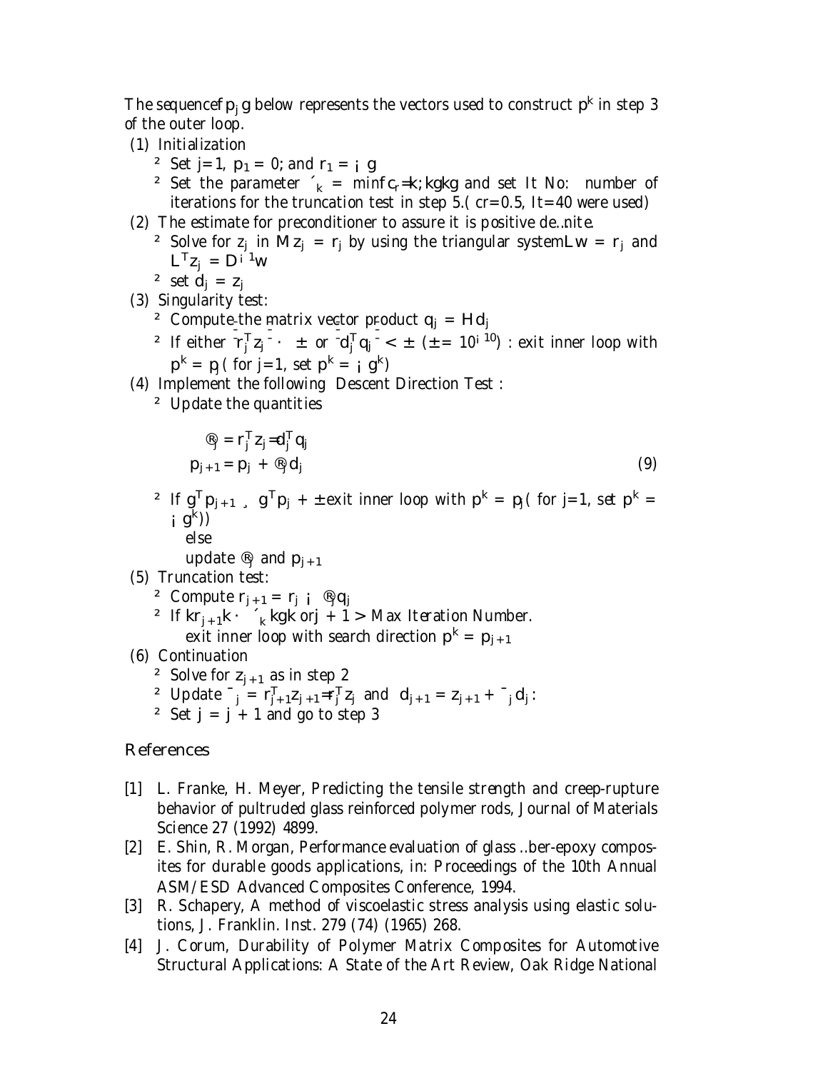The sequence $\{p_j\}$ below represents the vectors used to construct $p^k$ in step 3 of the outer loop.

(1) Initialization

- Set $j=1$, $p_1 = 0$; and $r_1 = -g$
- Set the parameter $\eta_k = \min\{c_r/k, \|g\|\}\|g\|$ and set It No: number of iterations for the truncation test in step 5.( cr=0.5, It=40 were used)

(2) The estimate for preconditioner to assure it is positive definite.

- Solve for $z_j$ in $Mz_j = r_j$ by using the triangular system $Lw = r_j$ and $L^T z_j = D^{-1} w$
- set $d_j = z_j$

(3) Singularity test:

- Compute the matrix vector product $q_j = Hd_j$
- If either $|r_j^T z_j| \le \delta$ or $|d_j^T q_j| < \delta$ ($\delta = 10^{-10}$) : exit inner loop with $p^k = p_j$ ( for j=1, set $p^k = -g^k$)

(4) Implement the following Descent Direction Test :

- Update the quantities

$$
\begin{aligned}
\alpha_j &= r_j^T z_j / d_j^T q_j \\
p_{j+1} &= p_j + \alpha_j d_j
\end{aligned} \tag{9}
$$

- If $g^T p_{j+1} \ge g^T p_j + \delta$ exit inner loop with $p^k = p_j$ ( for j=1, set $p^k = -g^k$))
  else
  update $\alpha_j$ and $p_{j+1}$

(5) Truncation test:

- Compute $r_{j+1} = r_j - \alpha_j q_j$
- If $\|r_{j+1}\| \le \eta_k \|g\|$ or $j+1 >$ Max Iteration Number.
  exit inner loop with search direction $p^k = p_{j+1}$

(6) Continuation

- Solve for $z_{j+1}$ as in step 2
- Update $\beta_j = r_{j+1}^T z_{j+1} / r_j^T z_j$ and $d_{j+1} = z_{j+1} + \beta_j d_j$.
- Set $j = j+1$ and go to step 3

## References

[1] L. Franke, H. Meyer, Predicting the tensile strength and creep-rupture behavior of pultruded glass reinforced polymer rods, Journal of Materials Science 27 (1992) 4899.

[2] E. Shin, R. Morgan, Performance evaluation of glass fiber-epoxy composites for durable goods applications, in: Proceedings of the 10th Annual ASM/ESD Advanced Composites Conference, 1994.

[3] R. Schapery, A method of viscoelastic stress analysis using elastic solutions, J. Franklin. Inst. 279 (74) (1965) 268.

[4] J. Corum, Durability of Polymer Matrix Composites for Automotive Structural Applications: A State of the Art Review, Oak Ridge National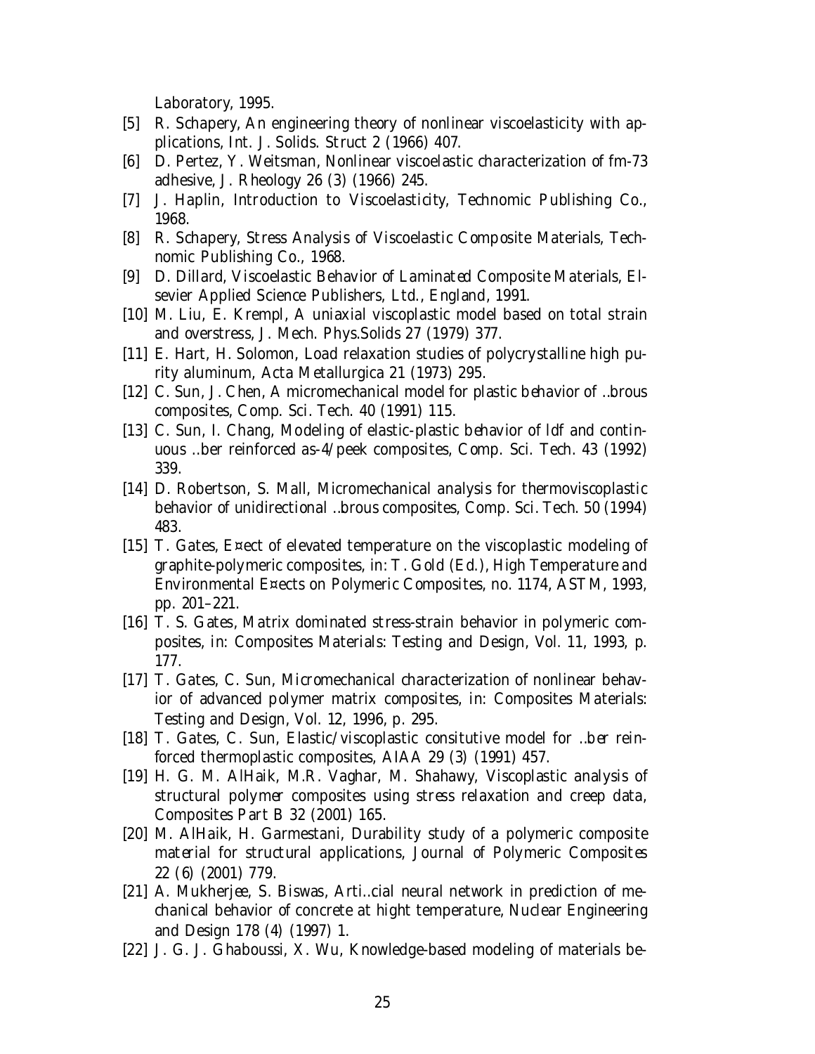Laboratory, 1995.

[5] R. Schapery, An engineering theory of nonlinear viscoelasticity with applications, Int. J. Solids. Struct 2 (1966) 407.

[6] D. Pertez, Y. Weitsman, Nonlinear viscoelastic characterization of fm-73 adhesive, J. Rheology 26 (3) (1966) 245.

[7] J. Haplin, Introduction to Viscoelasticity, Technomic Publishing Co., 1968.

[8] R. Schapery, Stress Analysis of Viscoelastic Composite Materials, Technomic Publishing Co., 1968.

[9] D. Dillard, Viscoelastic Behavior of Laminated Composite Materials, Elsevier Applied Science Publishers, Ltd., England, 1991.

[10] M. Liu, E. Krempl, A uniaxial viscoplastic model based on total strain and overstress, J. Mech. Phys.Solids 27 (1979) 377.

[11] E. Hart, H. Solomon, Load relaxation studies of polycrystalline high purity aluminum, Acta Metallurgica 21 (1973) 295.

[12] C. Sun, J. Chen, A micromechanical model for plastic behavior of ..brous composites, Comp. Sci. Tech. 40 (1991) 115.

[13] C. Sun, I. Chang, Modeling of elastic-plastic behavior of ldf and continuous ..ber reinforced as-4/peek composites, Comp. Sci. Tech. 43 (1992) 339.

[14] D. Robertson, S. Mall, Micromechanical analysis for thermoviscoplastic behavior of unidirectional ..brous composites, Comp. Sci. Tech. 50 (1994) 483.

[15] T. Gates, E¤ect of elevated temperature on the viscoplastic modeling of graphite-polymeric composites, in: T. Gold (Ed.), High Temperature and Environmental E¤ects on Polymeric Composites, no. 1174, ASTM, 1993, pp. 201–221.

[16] T. S. Gates, Matrix dominated stress-strain behavior in polymeric composites, in: Composites Materials: Testing and Design, Vol. 11, 1993, p. 177.

[17] T. Gates, C. Sun, Micromechanical characterization of nonlinear behavior of advanced polymer matrix composites, in: Composites Materials: Testing and Design, Vol. 12, 1996, p. 295.

[18] T. Gates, C. Sun, Elastic/viscoplastic consitutive model for ..ber reinforced thermoplastic composites, AIAA 29 (3) (1991) 457.

[19] H. G. M. AlHaik, M.R. Vaghar, M. Shahawy, Viscoplastic analysis of structural polymer composites using stress relaxation and creep data, Composites Part B 32 (2001) 165.

[20] M. AlHaik, H. Garmestani, Durability study of a polymeric composite material for structural applications, Journal of Polymeric Composites 22 (6) (2001) 779.

[21] A. Mukherjee, S. Biswas, Arti..cial neural network in prediction of mechanical behavior of concrete at hight temperature, Nuclear Engineering and Design 178 (4) (1997) 1.

[22] J. G. J. Ghaboussi, X. Wu, Knowledge-based modeling of materials be-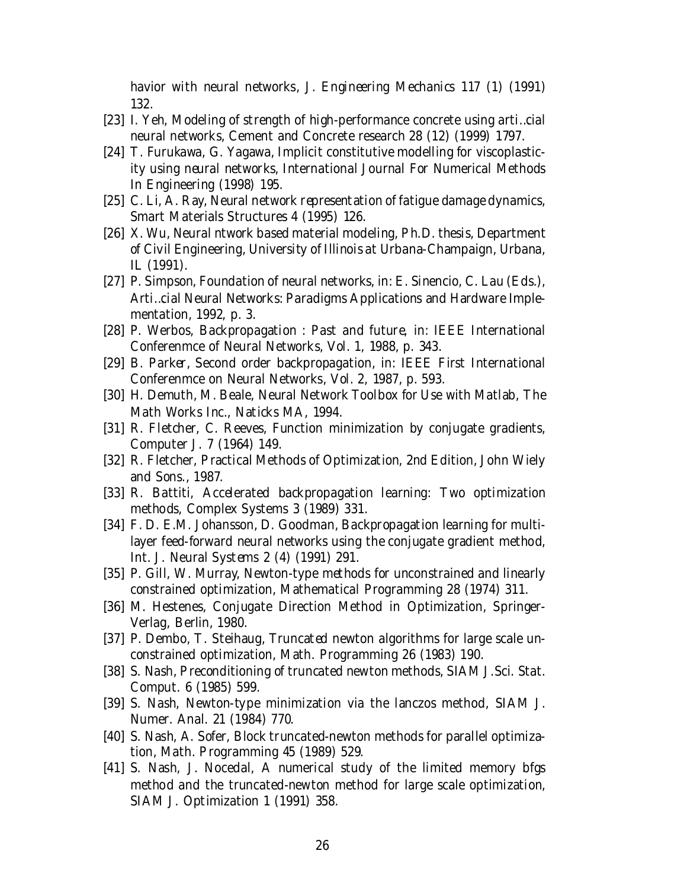havior with neural networks, J. Engineering Mechanics 117 (1) (1991) 132.

[23] I. Yeh, Modeling of strength of high-performance concrete using arti..cial neural networks, Cement and Concrete research 28 (12) (1999) 1797.

[24] T. Furukawa, G. Yagawa, Implicit constitutive modelling for viscoplasticity using neural networks, International Journal For Numerical Methods In Engineering (1998) 195.

[25] C. Li, A. Ray, Neural network representation of fatigue damage dynamics, Smart Materials Structures 4 (1995) 126.

[26] X. Wu, Neural ntwork based material modeling, Ph.D. thesis, Department of Civil Engineering, University of Illinois at Urbana-Champaign, Urbana, IL (1991).

[27] P. Simpson, Foundation of neural networks, in: E. Sinencio, C. Lau (Eds.), Arti..cial Neural Networks: Paradigms Applications and Hardware Implementation, 1992, p. 3.

[28] P. Werbos, Backpropagation : Past and future, in: IEEE International Conferenmce of Neural Networks, Vol. 1, 1988, p. 343.

[29] B. Parker, Second order backpropagation, in: IEEE First International Conferenmce on Neural Networks, Vol. 2, 1987, p. 593.

[30] H. Demuth, M. Beale, Neural Network Toolbox for Use with Matlab, The Math Works Inc., Naticks MA, 1994.

[31] R. Fletcher, C. Reeves, Function minimization by conjugate gradients, Computer J. 7 (1964) 149.

[32] R. Fletcher, Practical Methods of Optimization, 2nd Edition, John Wiely and Sons., 1987.

[33] R. Battiti, Accelerated backpropagation learning: Two optimization methods, Complex Systems 3 (1989) 331.

[34] F. D. E.M. Johansson, D. Goodman, Backpropagation learning for multilayer feed-forward neural networks using the conjugate gradient method, Int. J. Neural Systems 2 (4) (1991) 291.

[35] P. Gill, W. Murray, Newton-type methods for unconstrained and linearly constrained optimization, Mathematical Programming 28 (1974) 311.

[36] M. Hestenes, Conjugate Direction Method in Optimization, Springer-Verlag, Berlin, 1980.

[37] P. Dembo, T. Steihaug, Truncated newton algorithms for large scale unconstrained optimization, Math. Programming 26 (1983) 190.

[38] S. Nash, Preconditioning of truncated newton methods, SIAM J.Sci. Stat. Comput. 6 (1985) 599.

[39] S. Nash, Newton-type minimization via the lanczos method, SIAM J. Numer. Anal. 21 (1984) 770.

[40] S. Nash, A. Sofer, Block truncated-newton methods for parallel optimization, Math. Programming 45 (1989) 529.

[41] S. Nash, J. Nocedal, A numerical study of the limited memory bfgs method and the truncated-newton method for large scale optimization, SIAM J. Optimization 1 (1991) 358.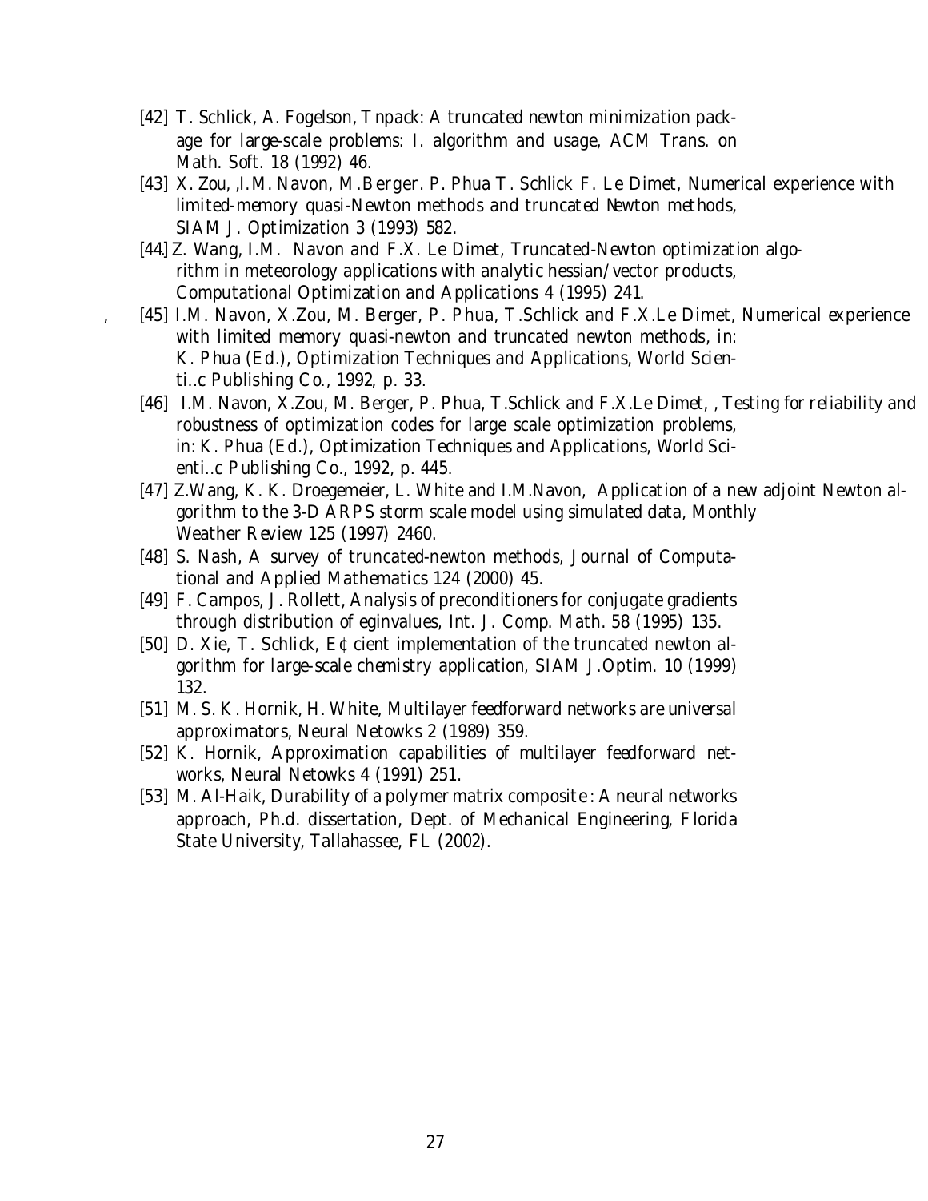[42] T. Schlick, A. Fogelson, Tnpack: A truncated newton minimization package for large-scale problems: I. algorithm and usage, ACM Trans. on Math. Soft. 18 (1992) 46.

[43] X. Zou, ,I.M. Navon, M.Berger. P. Phua T. Schlick F. Le Dimet, Numerical experience with limited-memory quasi-Newton methods and truncated Newton methods, SIAM J. Optimization 3 (1993) 582.

[44] Z. Wang, I.M. Navon and F.X. Le Dimet, Truncated-Newton optimization algorithm in meteorology applications with analytic hessian/vector products, Computational Optimization and Applications 4 (1995) 241.

[45] I.M. Navon, X.Zou, M. Berger, P. Phua, T.Schlick and F.X.Le Dimet, Numerical experience with limited memory quasi-newton and truncated newton methods, in: K. Phua (Ed.), Optimization Techniques and Applications, World Scienti..c Publishing Co., 1992, p. 33.

[46] I.M. Navon, X.Zou, M. Berger, P. Phua, T.Schlick and F.X.Le Dimet, , Testing for reliability and robustness of optimization codes for large scale optimization problems, in: K. Phua (Ed.), Optimization Techniques and Applications, World Scienti..c Publishing Co., 1992, p. 445.

[47] Z.Wang, K. K. Droegemeier, L. White and I.M.Navon, Application of a new adjoint Newton algorithm to the 3-D ARPS storm scale model using simulated data, Monthly Weather Review 125 (1997) 2460.

[48] S. Nash, A survey of truncated-newton methods, Journal of Computational and Applied Mathematics 124 (2000) 45.

[49] F. Campos, J. Rollett, Analysis of preconditioners for conjugate gradients through distribution of eginvalues, Int. J. Comp. Math. 58 (1995) 135.

[50] D. Xie, T. Schlick, E¢cient implementation of the truncated newton algorithm for large-scale chemistry application, SIAM J.Optim. 10 (1999) 132.

[51] M. S. K. Hornik, H. White, Multilayer feedforward networks are universal approximators, Neural Netowks 2 (1989) 359.

[52] K. Hornik, Approximation capabilities of multilayer feedforward networks, Neural Netowks 4 (1991) 251.

[53] M. Al-Haik, Durability of a polymer matrix composite : A neural networks approach, Ph.d. dissertation, Dept. of Mechanical Engineering, Florida State University, Tallahassee, FL (2002).